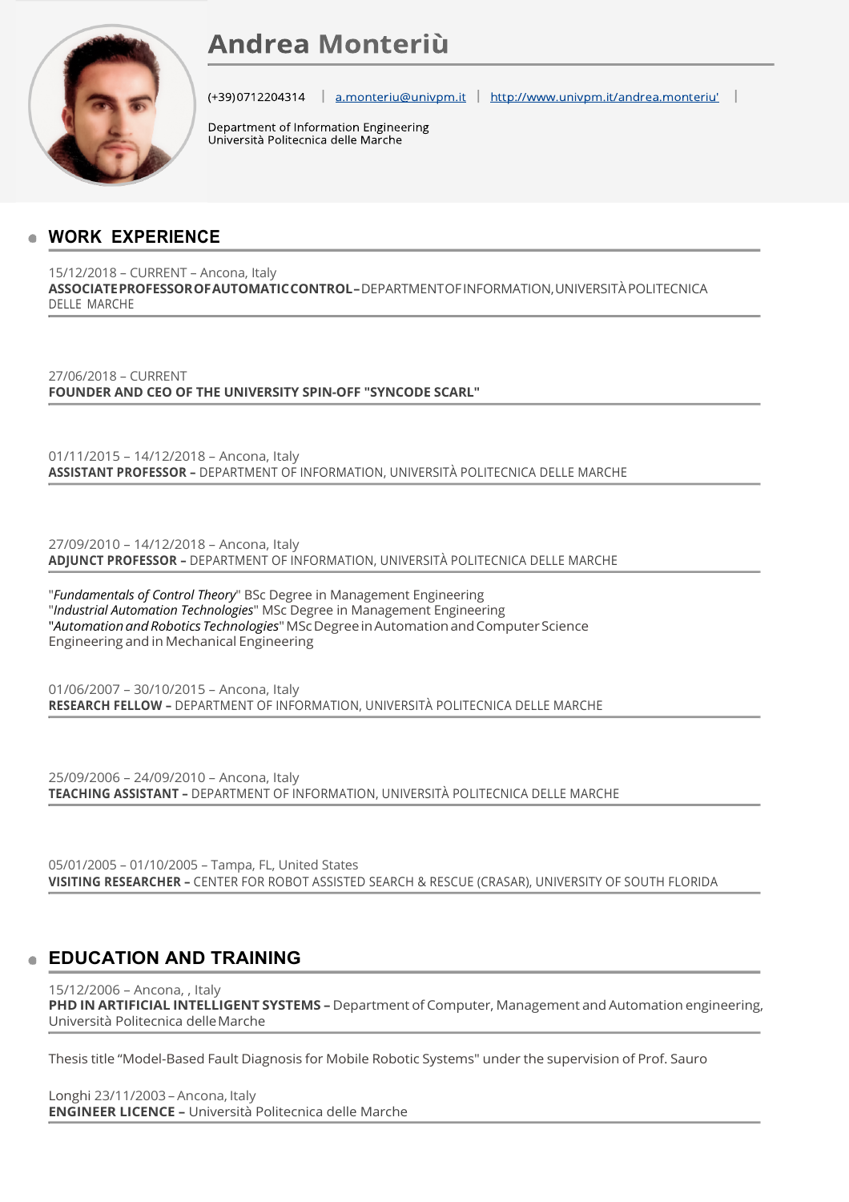# Andrea Monteriù

(+39)0712204314 | [a.monteriu@univpm.it](mailto:a.monteriu@univpm.it) | [http://www.univpm.it/andrea.monteriu'](http://www.univpm.it/andrea.monteriu') |

Department of Information Engineering
Università Politecnica delle Marche

## WORK EXPERIENCE

15/12/2018 – CURRENT – Ancona, Italy
**ASSOCIATE PROFESSOR OF AUTOMATIC CONTROL –** DEPARTMENT OF INFORMATION, UNIVERSITÀ POLITECNICA DELLE MARCHE

27/06/2018 – CURRENT
**FOUNDER AND CEO OF THE UNIVERSITY SPIN-OFF "SYNCODE SCARL"**

01/11/2015 – 14/12/2018 – Ancona, Italy
**ASSISTANT PROFESSOR –** DEPARTMENT OF INFORMATION, UNIVERSITÀ POLITECNICA DELLE MARCHE

27/09/2010 – 14/12/2018 – Ancona, Italy
**ADJUNCT PROFESSOR –** DEPARTMENT OF INFORMATION, UNIVERSITÀ POLITECNICA DELLE MARCHE

"*Fundamentals of Control Theory*" BSc Degree in Management Engineering
"*Industrial Automation Technologies*" MSc Degree in Management Engineering
"*Automation and Robotics Technologies*" MSc Degree in Automation and Computer Science Engineering and in Mechanical Engineering

01/06/2007 – 30/10/2015 – Ancona, Italy
**RESEARCH FELLOW –** DEPARTMENT OF INFORMATION, UNIVERSITÀ POLITECNICA DELLE MARCHE

25/09/2006 – 24/09/2010 – Ancona, Italy
**TEACHING ASSISTANT –** DEPARTMENT OF INFORMATION, UNIVERSITÀ POLITECNICA DELLE MARCHE

05/01/2005 – 01/10/2005 – Tampa, FL, United States
**VISITING RESEARCHER –** CENTER FOR ROBOT ASSISTED SEARCH & RESCUE (CRASAR), UNIVERSITY OF SOUTH FLORIDA

## EDUCATION AND TRAINING

15/12/2006 – Ancona, , Italy
**PHD IN ARTIFICIAL INTELLIGENT SYSTEMS –** Department of Computer, Management and Automation engineering, Università Politecnica delle Marche

Thesis title "Model-Based Fault Diagnosis for Mobile Robotic Systems" under the supervision of Prof. Sauro

Longhi 23/11/2003 – Ancona, Italy
**ENGINEER LICENCE –** Università Politecnica delle Marche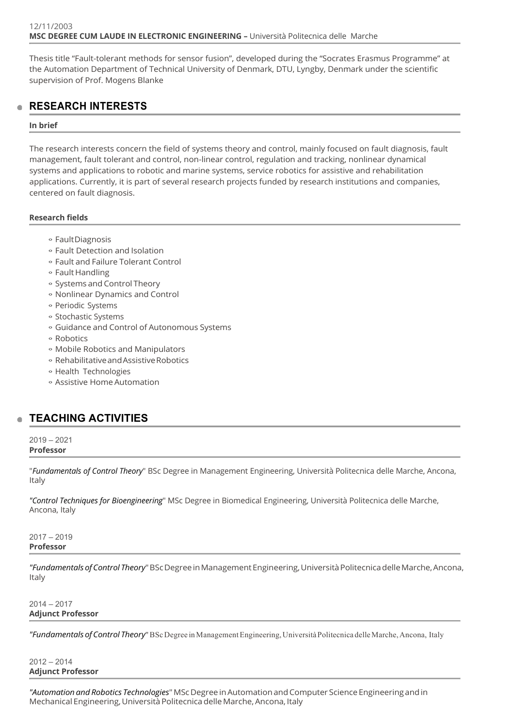12/11/2003

**MSC DEGREE CUM LAUDE IN ELECTRONIC ENGINEERING –** Università Politecnica delle Marche

Thesis title "Fault-tolerant methods for sensor fusion", developed during the "Socrates Erasmus Programme" at the Automation Department of Technical University of Denmark, DTU, Lyngby, Denmark under the scientific supervision of Prof. Mogens Blanke

## RESEARCH INTERESTS

**In brief**

The research interests concern the field of systems theory and control, mainly focused on fault diagnosis, fault management, fault tolerant and control, non-linear control, regulation and tracking, nonlinear dynamical systems and applications to robotic and marine systems, service robotics for assistive and rehabilitation applications. Currently, it is part of several research projects funded by research institutions and companies, centered on fault diagnosis.

**Research fields**

- Fault Diagnosis
- Fault Detection and Isolation
- Fault and Failure Tolerant Control
- Fault Handling
- Systems and Control Theory
- Nonlinear Dynamics and Control
- Periodic Systems
- Stochastic Systems
- Guidance and Control of Autonomous Systems
- Robotics
- Mobile Robotics and Manipulators
- Rehabilitative and Assistive Robotics
- Health Technologies
- Assistive Home Automation

## TEACHING ACTIVITIES

2019 – 2021

**Professor**

"*Fundamentals of Control Theory*" BSc Degree in Management Engineering, Università Politecnica delle Marche, Ancona, Italy

*"Control Techniques for Bioengineering*" MSc Degree in Biomedical Engineering, Università Politecnica delle Marche, Ancona, Italy

2017 – 2019

**Professor**

*"Fundamentals of Control Theory*" BSc Degree in Management Engineering, Università Politecnica delle Marche, Ancona, Italy

2014 – 2017

**Adjunct Professor**

*"Fundamentals of Control Theory*" BSc Degree in Management Engineering, Università Politecnica delle Marche, Ancona, Italy

2012 – 2014

**Adjunct Professor**

*"Automation and Robotics Technologies*" MSc Degree in Automation and Computer Science Engineering and in Mechanical Engineering, Università Politecnica delle Marche, Ancona, Italy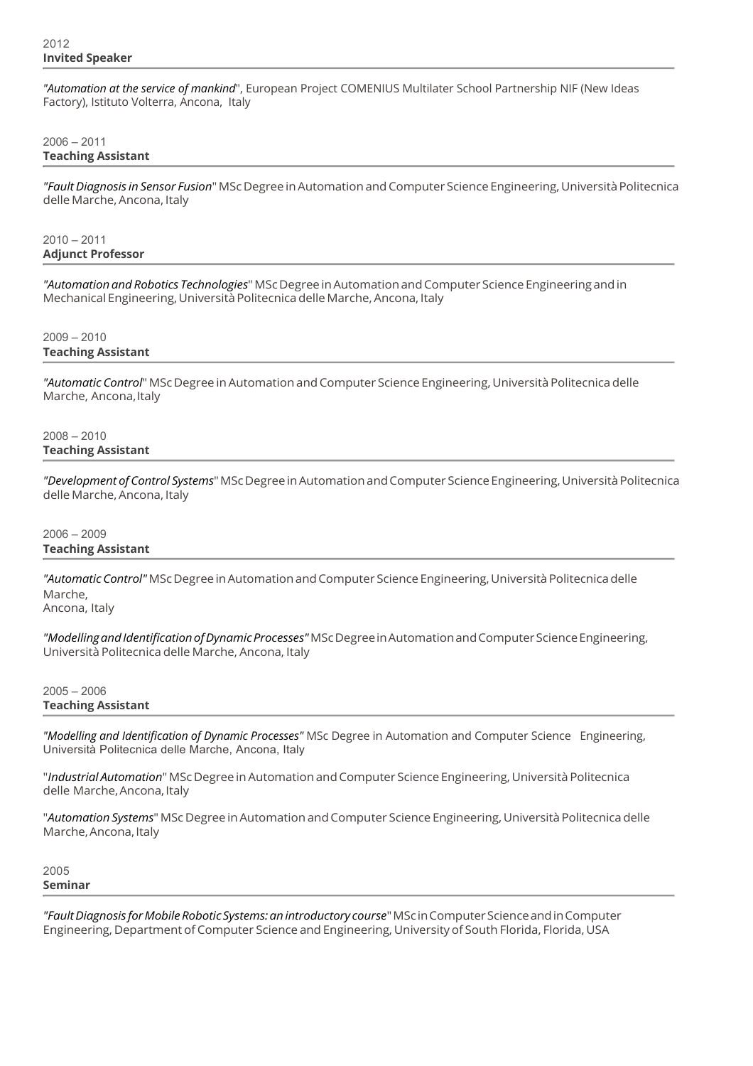2012
**Invited Speaker**

*"Automation at the service of mankind*", European Project COMENIUS Multilater School Partnership NIF (New Ideas Factory), Istituto Volterra, Ancona, Italy

2006 – 2011
**Teaching Assistant**

*"Fault Diagnosis in Sensor Fusion*" MSc Degree in Automation and Computer Science Engineering, Università Politecnica delle Marche, Ancona, Italy

2010 – 2011
**Adjunct Professor**

*"Automation and Robotics Technologies*" MSc Degree in Automation and Computer Science Engineering and in Mechanical Engineering, Università Politecnica delle Marche, Ancona, Italy

2009 – 2010
**Teaching Assistant**

*"Automatic Control*" MSc Degree in Automation and Computer Science Engineering, Università Politecnica delle Marche, Ancona, Italy

2008 – 2010
**Teaching Assistant**

*"Development of Control Systems*" MSc Degree in Automation and Computer Science Engineering, Università Politecnica delle Marche, Ancona, Italy

2006 – 2009
**Teaching Assistant**

*"Automatic Control"* MSc Degree in Automation and Computer Science Engineering, Università Politecnica delle Marche,
Ancona, Italy

*"Modelling and Identification of Dynamic Processes"* MSc Degree in Automation and Computer Science Engineering, Università Politecnica delle Marche, Ancona, Italy

2005 – 2006
**Teaching Assistant**

*"Modelling and Identification of Dynamic Processes"* MSc Degree in Automation and Computer Science Engineering, Università Politecnica delle Marche, Ancona, Italy

"*Industrial Automation*" MSc Degree in Automation and Computer Science Engineering, Università Politecnica delle Marche, Ancona, Italy

"*Automation Systems*" MSc Degree in Automation and Computer Science Engineering, Università Politecnica delle Marche, Ancona, Italy

2005
**Seminar**

*"Fault Diagnosis for Mobile Robotic Systems: an introductory course*" MSc in Computer Science and in Computer Engineering, Department of Computer Science and Engineering, University of South Florida, Florida, USA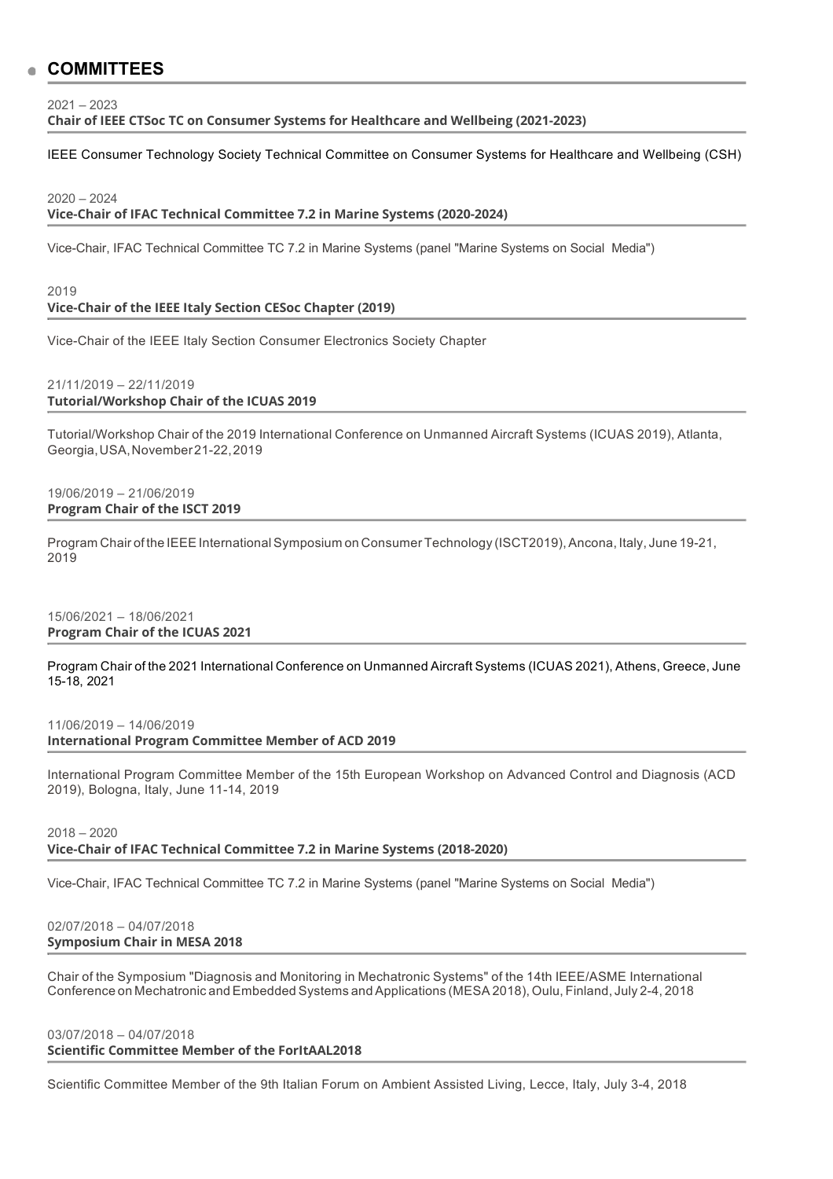## COMMITTEES

2021 – 2023
**Chair of IEEE CTSoc TC on Consumer Systems for Healthcare and Wellbeing (2021-2023)**

IEEE Consumer Technology Society Technical Committee on Consumer Systems for Healthcare and Wellbeing (CSH)

2020 – 2024
**Vice-Chair of IFAC Technical Committee 7.2 in Marine Systems (2020-2024)**

Vice-Chair, IFAC Technical Committee TC 7.2 in Marine Systems (panel "Marine Systems on Social Media")

2019
**Vice-Chair of the IEEE Italy Section CESoc Chapter (2019)**

Vice-Chair of the IEEE Italy Section Consumer Electronics Society Chapter

21/11/2019 – 22/11/2019
**Tutorial/Workshop Chair of the ICUAS 2019**

Tutorial/Workshop Chair of the 2019 International Conference on Unmanned Aircraft Systems (ICUAS 2019), Atlanta, Georgia, USA, November 21-22, 2019

19/06/2019 – 21/06/2019
**Program Chair of the ISCT 2019**

Program Chair of the IEEE International Symposium on Consumer Technology (ISCT2019), Ancona, Italy, June 19-21, 2019

15/06/2021 – 18/06/2021
**Program Chair of the ICUAS 2021**

Program Chair of the 2021 International Conference on Unmanned Aircraft Systems (ICUAS 2021), Athens, Greece, June 15-18, 2021

11/06/2019 – 14/06/2019
**International Program Committee Member of ACD 2019**

International Program Committee Member of the 15th European Workshop on Advanced Control and Diagnosis (ACD 2019), Bologna, Italy, June 11-14, 2019

2018 – 2020
**Vice-Chair of IFAC Technical Committee 7.2 in Marine Systems (2018-2020)**

Vice-Chair, IFAC Technical Committee TC 7.2 in Marine Systems (panel "Marine Systems on Social Media")

02/07/2018 – 04/07/2018
**Symposium Chair in MESA 2018**

Chair of the Symposium "Diagnosis and Monitoring in Mechatronic Systems" of the 14th IEEE/ASME International Conference on Mechatronic and Embedded Systems and Applications (MESA 2018), Oulu, Finland, July 2-4, 2018

03/07/2018 – 04/07/2018
**Scientific Committee Member of the ForItAAL2018**

Scientific Committee Member of the 9th Italian Forum on Ambient Assisted Living, Lecce, Italy, July 3-4, 2018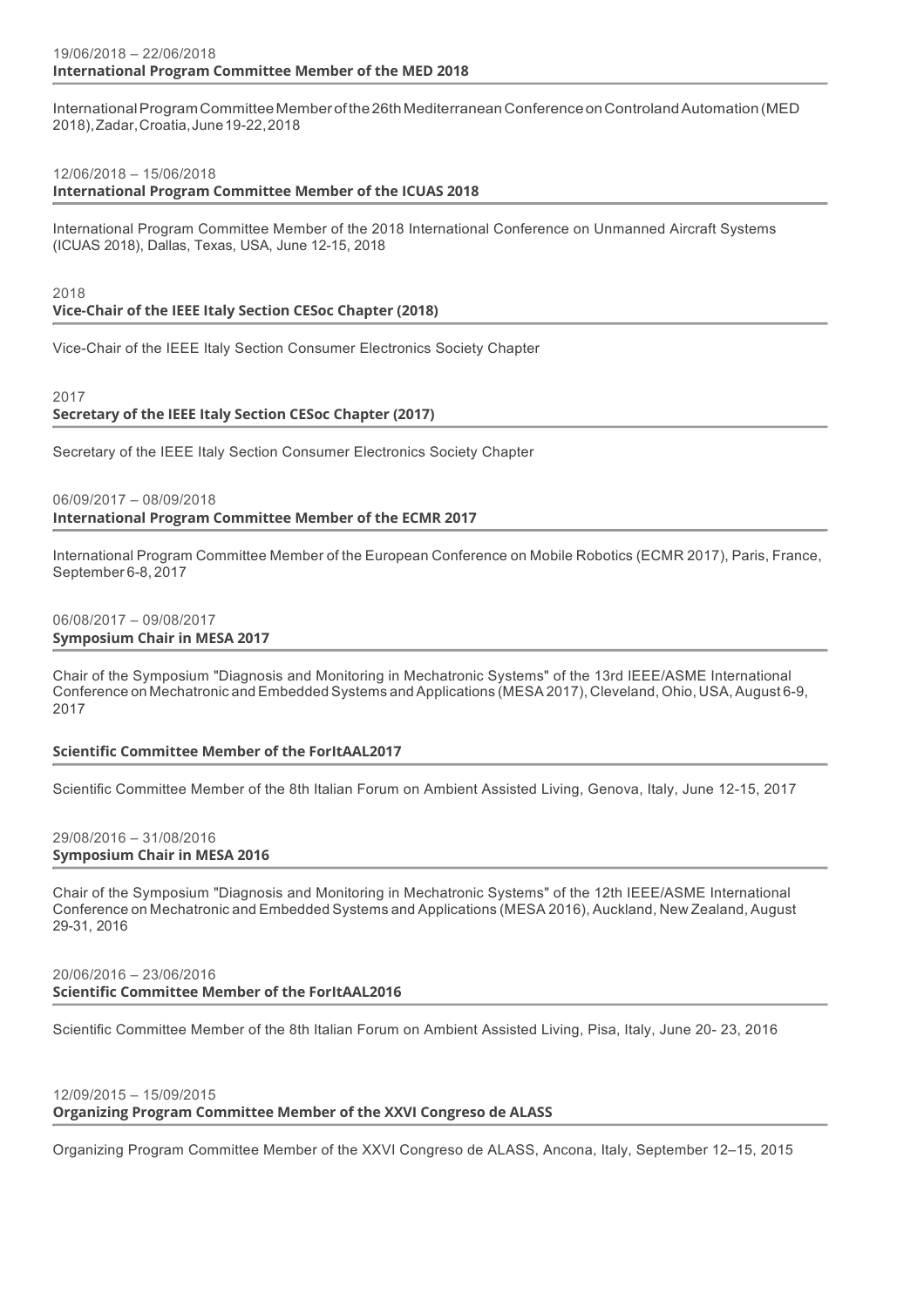19/06/2018 – 22/06/2018
**International Program Committee Member of the MED 2018**

International Program Committee Member of the 26th Mediterranean Conference on Control and Automation (MED 2018), Zadar, Croatia, June 19-22, 2018

12/06/2018 – 15/06/2018
**International Program Committee Member of the ICUAS 2018**

International Program Committee Member of the 2018 International Conference on Unmanned Aircraft Systems (ICUAS 2018), Dallas, Texas, USA, June 12-15, 2018

2018
**Vice-Chair of the IEEE Italy Section CESoc Chapter (2018)**

Vice-Chair of the IEEE Italy Section Consumer Electronics Society Chapter

2017
**Secretary of the IEEE Italy Section CESoc Chapter (2017)**

Secretary of the IEEE Italy Section Consumer Electronics Society Chapter

06/09/2017 – 08/09/2018
**International Program Committee Member of the ECMR 2017**

International Program Committee Member of the European Conference on Mobile Robotics (ECMR 2017), Paris, France, September 6-8, 2017

06/08/2017 – 09/08/2017
**Symposium Chair in MESA 2017**

Chair of the Symposium "Diagnosis and Monitoring in Mechatronic Systems" of the 13rd IEEE/ASME International Conference on Mechatronic and Embedded Systems and Applications (MESA 2017), Cleveland, Ohio, USA, August 6-9, 2017

**Scientific Committee Member of the ForItAAL2017**

Scientific Committee Member of the 8th Italian Forum on Ambient Assisted Living, Genova, Italy, June 12-15, 2017

29/08/2016 – 31/08/2016
**Symposium Chair in MESA 2016**

Chair of the Symposium "Diagnosis and Monitoring in Mechatronic Systems" of the 12th IEEE/ASME International Conference on Mechatronic and Embedded Systems and Applications (MESA 2016), Auckland, New Zealand, August 29-31, 2016

20/06/2016 – 23/06/2016
**Scientific Committee Member of the ForItAAL2016**

Scientific Committee Member of the 8th Italian Forum on Ambient Assisted Living, Pisa, Italy, June 20- 23, 2016

12/09/2015 – 15/09/2015
**Organizing Program Committee Member of the XXVI Congreso de ALASS**

Organizing Program Committee Member of the XXVI Congreso de ALASS, Ancona, Italy, September 12–15, 2015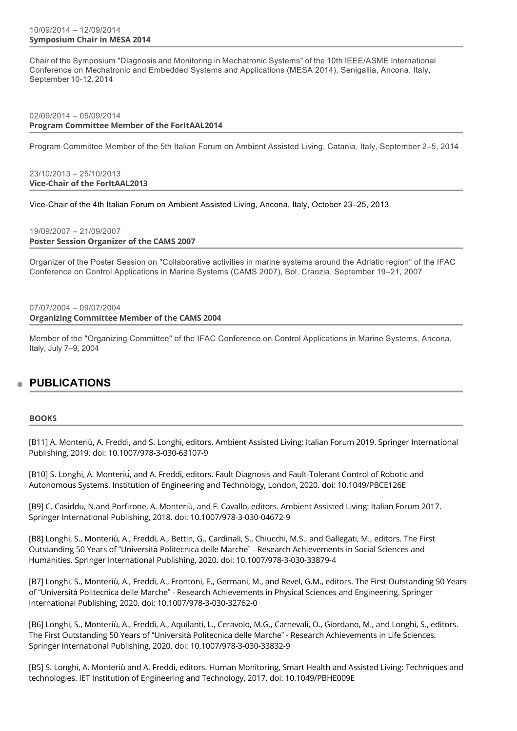10/09/2014 – 12/09/2014
**Symposium Chair in MESA 2014**

Chair of the Symposium "Diagnosis and Monitoring in Mechatronic Systems" of the 10th IEEE/ASME International Conference on Mechatronic and Embedded Systems and Applications (MESA 2014), Senigallia, Ancona, Italy, September 10-12, 2014

02/09/2014 – 05/09/2014
**Program Committee Member of the ForItAAL2014**

Program Committee Member of the 5th Italian Forum on Ambient Assisted Living, Catania, Italy, September 2–5, 2014

23/10/2013 – 25/10/2013
**Vice-Chair of the ForItAAL2013**

Vice-Chair of the 4th Italian Forum on Ambient Assisted Living, Ancona, Italy, October 23–25, 2013

19/09/2007 – 21/09/2007
**Poster Session Organizer of the CAMS 2007**

Organizer of the Poster Session on "Collaborative activities in marine systems around the Adriatic region" of the IFAC Conference on Control Applications in Marine Systems (CAMS 2007), Bol, Craozia, September 19–21, 2007

07/07/2004 – 09/07/2004
**Organizing Committee Member of the CAMS 2004**

Member of the "Organizing Committee" of the IFAC Conference on Control Applications in Marine Systems, Ancona, Italy, July 7–9, 2004

## PUBLICATIONS

### BOOKS

[B11] A. Monteriù, A. Freddi, and S. Longhi, editors. Ambient Assisted Living: Italian Forum 2019. Springer International Publishing, 2019. doi: 10.1007/978-3-030-63107-9

[B10] S. Longhi, A. Monteriù, and A. Freddi, editors. Fault Diagnosis and Fault-Tolerant Control of Robotic and Autonomous Systems. Institution of Engineering and Technology, London, 2020. doi: 10.1049/PBCE126E

[B9] C. Casiddu, N.and Porfirone, A. Monteriù, and F. Cavallo, editors. Ambient Assisted Living: Italian Forum 2017. Springer International Publishing, 2018. doi: 10.1007/978-3-030-04672-9

[B8] Longhi, S., Monteriù, A., Freddi, A., Bettin, G., Cardinali, S., Chiucchi, M.S., and Gallegati, M., editors. The First Outstanding 50 Years of "Università Politecnica delle Marche" - Research Achievements in Social Sciences and Humanities. Springer International Publishing, 2020. doi: 10.1007/978-3-030-33879-4

[B7] Longhi, S., Monteriù, A., Freddi, A., Frontoni, E., Germani, M., and Revel, G.M., editors. The First Outstanding 50 Years of "Università Politecnica delle Marche" - Research Achievements in Physical Sciences and Engineering. Springer International Publishing, 2020. doi: 10.1007/978-3-030-32762-0

[B6] Longhi, S., Monteriù, A., Freddi, A., Aquilanti, L., Ceravolo, M.G., Carnevali, O., Giordano, M., and Longhi, S., editors. The First Outstanding 50 Years of "Università Politecnica delle Marche" - Research Achievements in Life Sciences. Springer International Publishing, 2020. doi: 10.1007/978-3-030-33832-9

[B5] S. Longhi, A. Monteriù and A. Freddi, editors. Human Monitoring, Smart Health and Assisted Living: Techniques and technologies. IET Institution of Engineering and Technology, 2017. doi: 10.1049/PBHE009E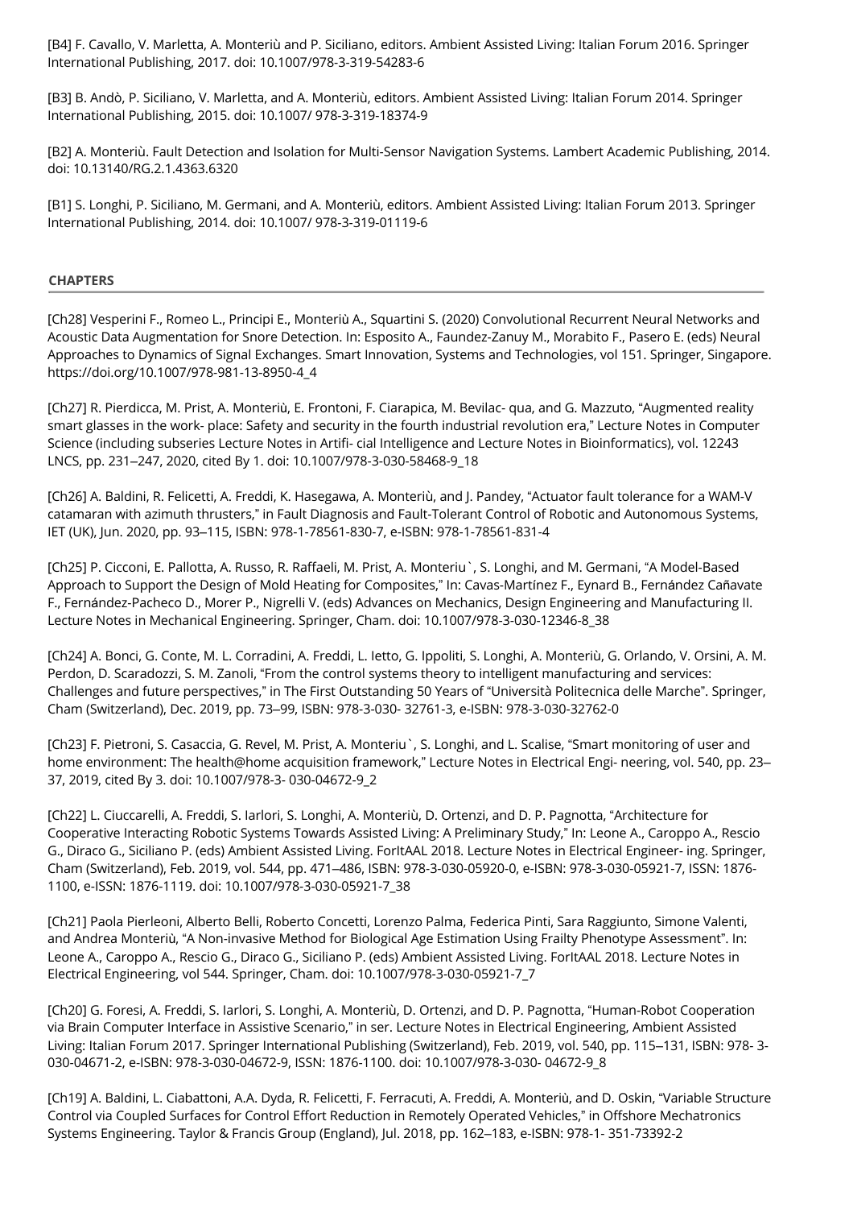[B4] F. Cavallo, V. Marletta, A. Monteriù and P. Siciliano, editors. Ambient Assisted Living: Italian Forum 2016. Springer International Publishing, 2017. doi: 10.1007/978-3-319-54283-6

[B3] B. Andò, P. Siciliano, V. Marletta, and A. Monteriù, editors. Ambient Assisted Living: Italian Forum 2014. Springer International Publishing, 2015. doi: 10.1007/ 978-3-319-18374-9

[B2] A. Monteriù. Fault Detection and Isolation for Multi-Sensor Navigation Systems. Lambert Academic Publishing, 2014. doi: 10.13140/RG.2.1.4363.6320

[B1] S. Longhi, P. Siciliano, M. Germani, and A. Monteriù, editors. Ambient Assisted Living: Italian Forum 2013. Springer International Publishing, 2014. doi: 10.1007/ 978-3-319-01119-6

## CHAPTERS

[Ch28] Vesperini F., Romeo L., Principi E., Monteriù A., Squartini S. (2020) Convolutional Recurrent Neural Networks and Acoustic Data Augmentation for Snore Detection. In: Esposito A., Faundez-Zanuy M., Morabito F., Pasero E. (eds) Neural Approaches to Dynamics of Signal Exchanges. Smart Innovation, Systems and Technologies, vol 151. Springer, Singapore. https://doi.org/10.1007/978-981-13-8950-4_4

[Ch27] R. Pierdicca, M. Prist, A. Monteriù, E. Frontoni, F. Ciarapica, M. Bevilac- qua, and G. Mazzuto, "Augmented reality smart glasses in the work- place: Safety and security in the fourth industrial revolution era," Lecture Notes in Computer Science (including subseries Lecture Notes in Artifi- cial Intelligence and Lecture Notes in Bioinformatics), vol. 12243 LNCS, pp. 231–247, 2020, cited By 1. doi: 10.1007/978-3-030-58468-9_18

[Ch26] A. Baldini, R. Felicetti, A. Freddi, K. Hasegawa, A. Monteriù, and J. Pandey, "Actuator fault tolerance for a WAM-V catamaran with azimuth thrusters," in Fault Diagnosis and Fault-Tolerant Control of Robotic and Autonomous Systems, IET (UK), Jun. 2020, pp. 93–115, ISBN: 978-1-78561-830-7, e-ISBN: 978-1-78561-831-4

[Ch25] P. Cicconi, E. Pallotta, A. Russo, R. Raffaeli, M. Prist, A. Monteriu`, S. Longhi, and M. Germani, "A Model-Based Approach to Support the Design of Mold Heating for Composites," In: Cavas-Martínez F., Eynard B., Fernández Cañavate F., Fernández-Pacheco D., Morer P., Nigrelli V. (eds) Advances on Mechanics, Design Engineering and Manufacturing II. Lecture Notes in Mechanical Engineering. Springer, Cham. doi: 10.1007/978-3-030-12346-8_38

[Ch24] A. Bonci, G. Conte, M. L. Corradini, A. Freddi, L. Ietto, G. Ippoliti, S. Longhi, A. Monteriù, G. Orlando, V. Orsini, A. M. Perdon, D. Scaradozzi, S. M. Zanoli, "From the control systems theory to intelligent manufacturing and services: Challenges and future perspectives," in The First Outstanding 50 Years of "Università Politecnica delle Marche". Springer, Cham (Switzerland), Dec. 2019, pp. 73–99, ISBN: 978-3-030- 32761-3, e-ISBN: 978-3-030-32762-0

[Ch23] F. Pietroni, S. Casaccia, G. Revel, M. Prist, A. Monteriu`, S. Longhi, and L. Scalise, "Smart monitoring of user and home environment: The health@home acquisition framework," Lecture Notes in Electrical Engi- neering, vol. 540, pp. 23–37, 2019, cited By 3. doi: 10.1007/978-3- 030-04672-9_2

[Ch22] L. Ciuccarelli, A. Freddi, S. Iarlori, S. Longhi, A. Monteriù, D. Ortenzi, and D. P. Pagnotta, "Architecture for Cooperative Interacting Robotic Systems Towards Assisted Living: A Preliminary Study," In: Leone A., Caroppo A., Rescio G., Diraco G., Siciliano P. (eds) Ambient Assisted Living. ForItAAL 2018. Lecture Notes in Electrical Engineer- ing. Springer, Cham (Switzerland), Feb. 2019, vol. 544, pp. 471–486, ISBN: 978-3-030-05920-0, e-ISBN: 978-3-030-05921-7, ISSN: 1876-1100, e-ISSN: 1876-1119. doi: 10.1007/978-3-030-05921-7_38

[Ch21] Paola Pierleoni, Alberto Belli, Roberto Concetti, Lorenzo Palma, Federica Pinti, Sara Raggiunto, Simone Valenti, and Andrea Monteriù, "A Non-invasive Method for Biological Age Estimation Using Frailty Phenotype Assessment". In: Leone A., Caroppo A., Rescio G., Diraco G., Siciliano P. (eds) Ambient Assisted Living. ForItAAL 2018. Lecture Notes in Electrical Engineering, vol 544. Springer, Cham. doi: 10.1007/978-3-030-05921-7_7

[Ch20] G. Foresi, A. Freddi, S. Iarlori, S. Longhi, A. Monteriù, D. Ortenzi, and D. P. Pagnotta, "Human-Robot Cooperation via Brain Computer Interface in Assistive Scenario," in ser. Lecture Notes in Electrical Engineering, Ambient Assisted Living: Italian Forum 2017. Springer International Publishing (Switzerland), Feb. 2019, vol. 540, pp. 115–131, ISBN: 978- 3-030-04671-2, e-ISBN: 978-3-030-04672-9, ISSN: 1876-1100. doi: 10.1007/978-3-030- 04672-9_8

[Ch19] A. Baldini, L. Ciabattoni, A.A. Dyda, R. Felicetti, F. Ferracuti, A. Freddi, A. Monteriù, and D. Oskin, "Variable Structure Control via Coupled Surfaces for Control Effort Reduction in Remotely Operated Vehicles," in Offshore Mechatronics Systems Engineering. Taylor & Francis Group (England), Jul. 2018, pp. 162–183, e-ISBN: 978-1- 351-73392-2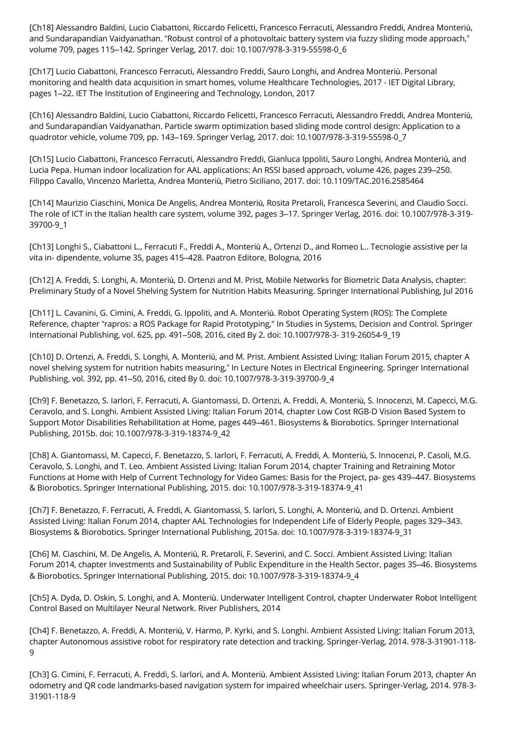[Ch18] Alessandro Baldini, Lucio Ciabattoni, Riccardo Felicetti, Francesco Ferracuti, Alessandro Freddi, Andrea Monteriù, and Sundarapandian Vaidyanathan. "Robust control of a photovoltaic battery system via fuzzy sliding mode approach," volume 709, pages 115–142. Springer Verlag, 2017. doi: 10.1007/978-3-319-55598-0_6

[Ch17] Lucio Ciabattoni, Francesco Ferracuti, Alessandro Freddi, Sauro Longhi, and Andrea Monteriù. Personal monitoring and health data acquisition in smart homes, volume Healthcare Technologies, 2017 - IET Digital Library, pages 1–22. IET The Institution of Engineering and Technology, London, 2017

[Ch16] Alessandro Baldini, Lucio Ciabattoni, Riccardo Felicetti, Francesco Ferracuti, Alessandro Freddi, Andrea Monteriù, and Sundarapandian Vaidyanathan. Particle swarm optimization based sliding mode control design: Application to a quadrotor vehicle, volume 709, pp. 143–169. Springer Verlag, 2017. doi: 10.1007/978-3-319-55598-0_7

[Ch15] Lucio Ciabattoni, Francesco Ferracuti, Alessandro Freddi, Gianluca Ippoliti, Sauro Longhi, Andrea Monteriù, and Lucia Pepa. Human indoor localization for AAL applications: An RSSI based approach, volume 426, pages 239–250. Filippo Cavallo, Vincenzo Marletta, Andrea Monteriù, Pietro Siciliano, 2017. doi: 10.1109/TAC.2016.2585464

[Ch14] Maurizio Ciaschini, Monica De Angelis, Andrea Monteriù, Rosita Pretaroli, Francesca Severini, and Claudio Socci. The role of ICT in the Italian health care system, volume 392, pages 3–17. Springer Verlag, 2016. doi: 10.1007/978-3-319-39700-9_1

[Ch13] Longhi S., Ciabattoni L., Ferracuti F., Freddi A., Monteriù A., Ortenzi D., and Romeo L.. Tecnologie assistive per la vita in- dipendente, volume 35, pages 415–428. Paatron Editore, Bologna, 2016

[Ch12] A. Freddi, S. Longhi, A. Monteriù, D. Ortenzi and M. Prist, Mobile Networks for Biometric Data Analysis, chapter: Preliminary Study of a Novel Shelving System for Nutrition Habits Measuring. Springer International Publishing, Jul 2016

[Ch11] L. Cavanini, G. Cimini, A. Freddi, G. Ippoliti, and A. Monteriù. Robot Operating System (ROS): The Complete Reference, chapter "rapros: a ROS Package for Rapid Prototyping," In Studies in Systems, Decision and Control. Springer International Publishing, vol. 625, pp. 491–508, 2016, cited By 2. doi: 10.1007/978-3- 319-26054-9_19

[Ch10] D. Ortenzi, A. Freddi, S. Longhi, A. Monteriù, and M. Prist. Ambient Assisted Living: Italian Forum 2015, chapter A novel shelving system for nutrition habits measuring," In Lecture Notes in Electrical Engineering. Springer International Publishing, vol. 392, pp. 41–50, 2016, cited By 0. doi: 10.1007/978-3-319-39700-9_4

[Ch9] F. Benetazzo, S. Iarlori, F. Ferracuti, A. Giantomassi, D. Ortenzi, A. Freddi, A. Monteriù, S. Innocenzi, M. Capecci, M.G. Ceravolo, and S. Longhi. Ambient Assisted Living: Italian Forum 2014, chapter Low Cost RGB-D Vision Based System to Support Motor Disabilities Rehabilitation at Home, pages 449–461. Biosystems & Biorobotics. Springer International Publishing, 2015b. doi: 10.1007/978-3-319-18374-9_42

[Ch8] A. Giantomassi, M. Capecci, F. Benetazzo, S. Iarlori, F. Ferracuti, A. Freddi, A. Monteriù, S. Innocenzi, P. Casoli, M.G. Ceravolo, S. Longhi, and T. Leo. Ambient Assisted Living: Italian Forum 2014, chapter Training and Retraining Motor Functions at Home with Help of Current Technology for Video Games: Basis for the Project, pa- ges 439–447. Biosystems & Biorobotics. Springer International Publishing, 2015. doi: 10.1007/978-3-319-18374-9_41

[Ch7] F. Benetazzo, F. Ferracuti, A. Freddi, A. Giantomassi, S. Iarlori, S. Longhi, A. Monteriù, and D. Ortenzi. Ambient Assisted Living: Italian Forum 2014, chapter AAL Technologies for Independent Life of Elderly People, pages 329–343. Biosystems & Biorobotics. Springer International Publishing, 2015a. doi: 10.1007/978-3-319-18374-9_31

[Ch6] M. Ciaschini, M. De Angelis, A. Monteriù, R. Pretaroli, F. Severini, and C. Socci. Ambient Assisted Living: Italian Forum 2014, chapter Investments and Sustainability of Public Expenditure in the Health Sector, pages 35–46. Biosystems & Biorobotics. Springer International Publishing, 2015. doi: 10.1007/978-3-319-18374-9_4

[Ch5] A. Dyda, D. Oskin, S. Longhi, and A. Monteriù. Underwater Intelligent Control, chapter Underwater Robot Intelligent Control Based on Multilayer Neural Network. River Publishers, 2014

[Ch4] F. Benetazzo, A. Freddi, A. Monteriù, V. Harmo, P. Kyrki, and S. Longhi. Ambient Assisted Living: Italian Forum 2013, chapter Autonomous assistive robot for respiratory rate detection and tracking. Springer-Verlag, 2014. 978-3-31901-118-9

[Ch3] G. Cimini, F. Ferracuti, A. Freddi, S. Iarlori, and A. Monteriù. Ambient Assisted Living: Italian Forum 2013, chapter An odometry and QR code landmarks-based navigation system for impaired wheelchair users. Springer-Verlag, 2014. 978-3-31901-118-9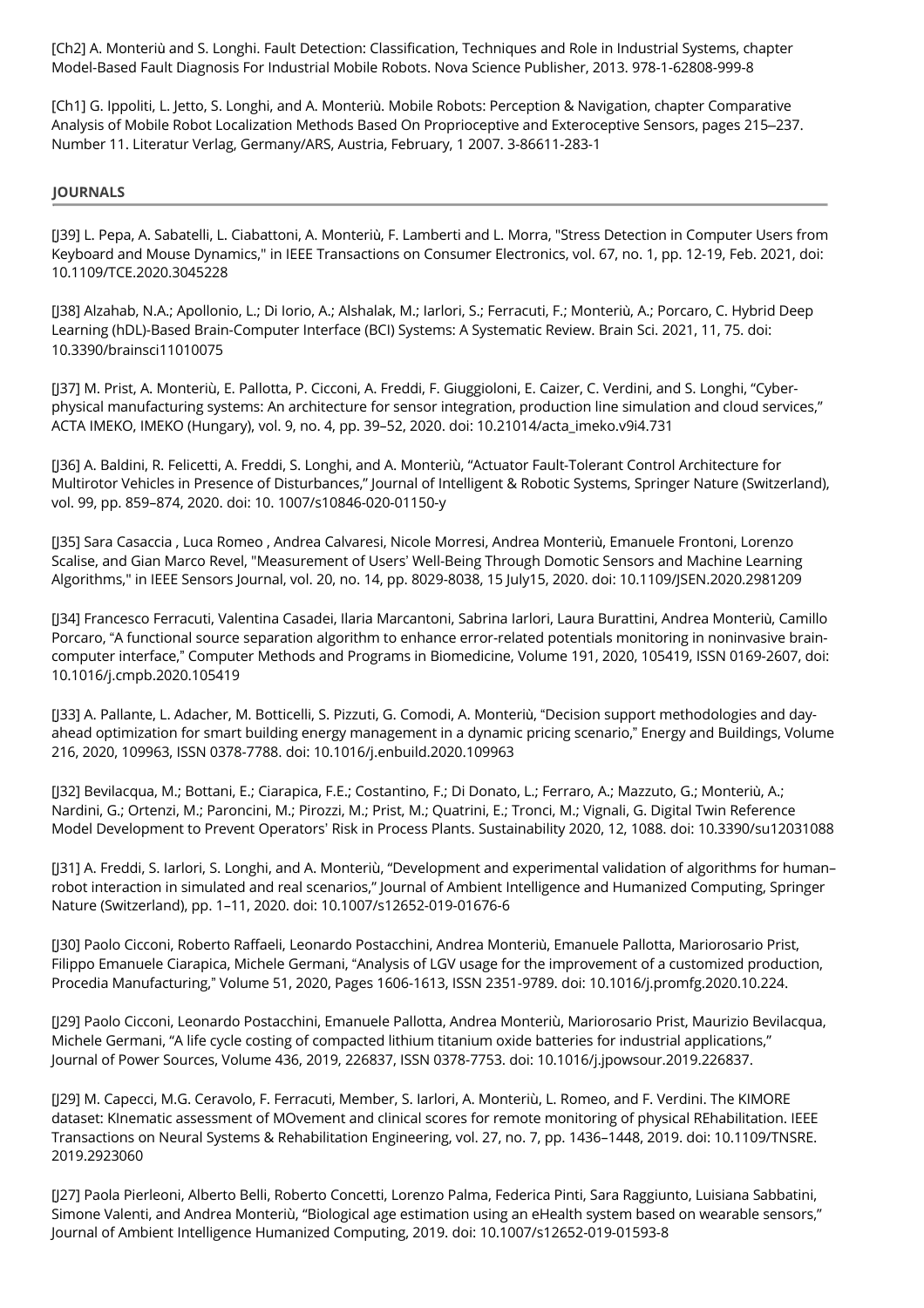[Ch2] A. Monteriù and S. Longhi. Fault Detection: Classification, Techniques and Role in Industrial Systems, chapter Model-Based Fault Diagnosis For Industrial Mobile Robots. Nova Science Publisher, 2013. 978-1-62808-999-8

[Ch1] G. Ippoliti, L. Jetto, S. Longhi, and A. Monteriù. Mobile Robots: Perception & Navigation, chapter Comparative Analysis of Mobile Robot Localization Methods Based On Proprioceptive and Exteroceptive Sensors, pages 215–237. Number 11. Literatur Verlag, Germany/ARS, Austria, February, 1 2007. 3-86611-283-1

## JOURNALS

[J39] L. Pepa, A. Sabatelli, L. Ciabattoni, A. Monteriù, F. Lamberti and L. Morra, "Stress Detection in Computer Users from Keyboard and Mouse Dynamics," in IEEE Transactions on Consumer Electronics, vol. 67, no. 1, pp. 12-19, Feb. 2021, doi: 10.1109/TCE.2020.3045228

[J38] Alzahab, N.A.; Apollonio, L.; Di Iorio, A.; Alshalak, M.; Iarlori, S.; Ferracuti, F.; Monteriù, A.; Porcaro, C. Hybrid Deep Learning (hDL)-Based Brain-Computer Interface (BCI) Systems: A Systematic Review. Brain Sci. 2021, 11, 75. doi: 10.3390/brainsci11010075

[J37] M. Prist, A. Monteriù, E. Pallotta, P. Cicconi, A. Freddi, F. Giuggioloni, E. Caizer, C. Verdini, and S. Longhi, "Cyber-physical manufacturing systems: An architecture for sensor integration, production line simulation and cloud services," ACTA IMEKO, IMEKO (Hungary), vol. 9, no. 4, pp. 39–52, 2020. doi: 10.21014/acta_imeko.v9i4.731

[J36] A. Baldini, R. Felicetti, A. Freddi, S. Longhi, and A. Monteriù, "Actuator Fault-Tolerant Control Architecture for Multirotor Vehicles in Presence of Disturbances," Journal of Intelligent & Robotic Systems, Springer Nature (Switzerland), vol. 99, pp. 859–874, 2020. doi: 10. 1007/s10846-020-01150-y

[J35] Sara Casaccia , Luca Romeo , Andrea Calvaresi, Nicole Morresi, Andrea Monteriù, Emanuele Frontoni, Lorenzo Scalise, and Gian Marco Revel, "Measurement of Users' Well-Being Through Domotic Sensors and Machine Learning Algorithms," in IEEE Sensors Journal, vol. 20, no. 14, pp. 8029-8038, 15 July15, 2020. doi: 10.1109/JSEN.2020.2981209

[J34] Francesco Ferracuti, Valentina Casadei, Ilaria Marcantoni, Sabrina Iarlori, Laura Burattini, Andrea Monteriù, Camillo Porcaro, "A functional source separation algorithm to enhance error-related potentials monitoring in noninvasive brain-computer interface," Computer Methods and Programs in Biomedicine, Volume 191, 2020, 105419, ISSN 0169-2607, doi: 10.1016/j.cmpb.2020.105419

[J33] A. Pallante, L. Adacher, M. Botticelli, S. Pizzuti, G. Comodi, A. Monteriù, "Decision support methodologies and day-ahead optimization for smart building energy management in a dynamic pricing scenario," Energy and Buildings, Volume 216, 2020, 109963, ISSN 0378-7788. doi: 10.1016/j.enbuild.2020.109963

[J32] Bevilacqua, M.; Bottani, E.; Ciarapica, F.E.; Costantino, F.; Di Donato, L.; Ferraro, A.; Mazzuto, G.; Monteriù, A.; Nardini, G.; Ortenzi, M.; Paroncini, M.; Pirozzi, M.; Prist, M.; Quatrini, E.; Tronci, M.; Vignali, G. Digital Twin Reference Model Development to Prevent Operators' Risk in Process Plants. Sustainability 2020, 12, 1088. doi: 10.3390/su12031088

[J31] A. Freddi, S. Iarlori, S. Longhi, and A. Monteriù, "Development and experimental validation of algorithms for human–robot interaction in simulated and real scenarios," Journal of Ambient Intelligence and Humanized Computing, Springer Nature (Switzerland), pp. 1–11, 2020. doi: 10.1007/s12652-019-01676-6

[J30] Paolo Cicconi, Roberto Raffaeli, Leonardo Postacchini, Andrea Monteriù, Emanuele Pallotta, Mariorosario Prist, Filippo Emanuele Ciarapica, Michele Germani, "Analysis of LGV usage for the improvement of a customized production, Procedia Manufacturing," Volume 51, 2020, Pages 1606-1613, ISSN 2351-9789. doi: 10.1016/j.promfg.2020.10.224.

[J29] Paolo Cicconi, Leonardo Postacchini, Emanuele Pallotta, Andrea Monteriù, Mariorosario Prist, Maurizio Bevilacqua, Michele Germani, "A life cycle costing of compacted lithium titanium oxide batteries for industrial applications," Journal of Power Sources, Volume 436, 2019, 226837, ISSN 0378-7753. doi: 10.1016/j.jpowsour.2019.226837.

[J29] M. Capecci, M.G. Ceravolo, F. Ferracuti, Member, S. Iarlori, A. Monteriù, L. Romeo, and F. Verdini. The KIMORE dataset: KInematic assessment of MOvement and clinical scores for remote monitoring of physical REhabilitation. IEEE Transactions on Neural Systems & Rehabilitation Engineering, vol. 27, no. 7, pp. 1436–1448, 2019. doi: 10.1109/TNSRE. 2019.2923060

[J27] Paola Pierleoni, Alberto Belli, Roberto Concetti, Lorenzo Palma, Federica Pinti, Sara Raggiunto, Luisiana Sabbatini, Simone Valenti, and Andrea Monteriù, "Biological age estimation using an eHealth system based on wearable sensors," Journal of Ambient Intelligence Humanized Computing, 2019. doi: 10.1007/s12652-019-01593-8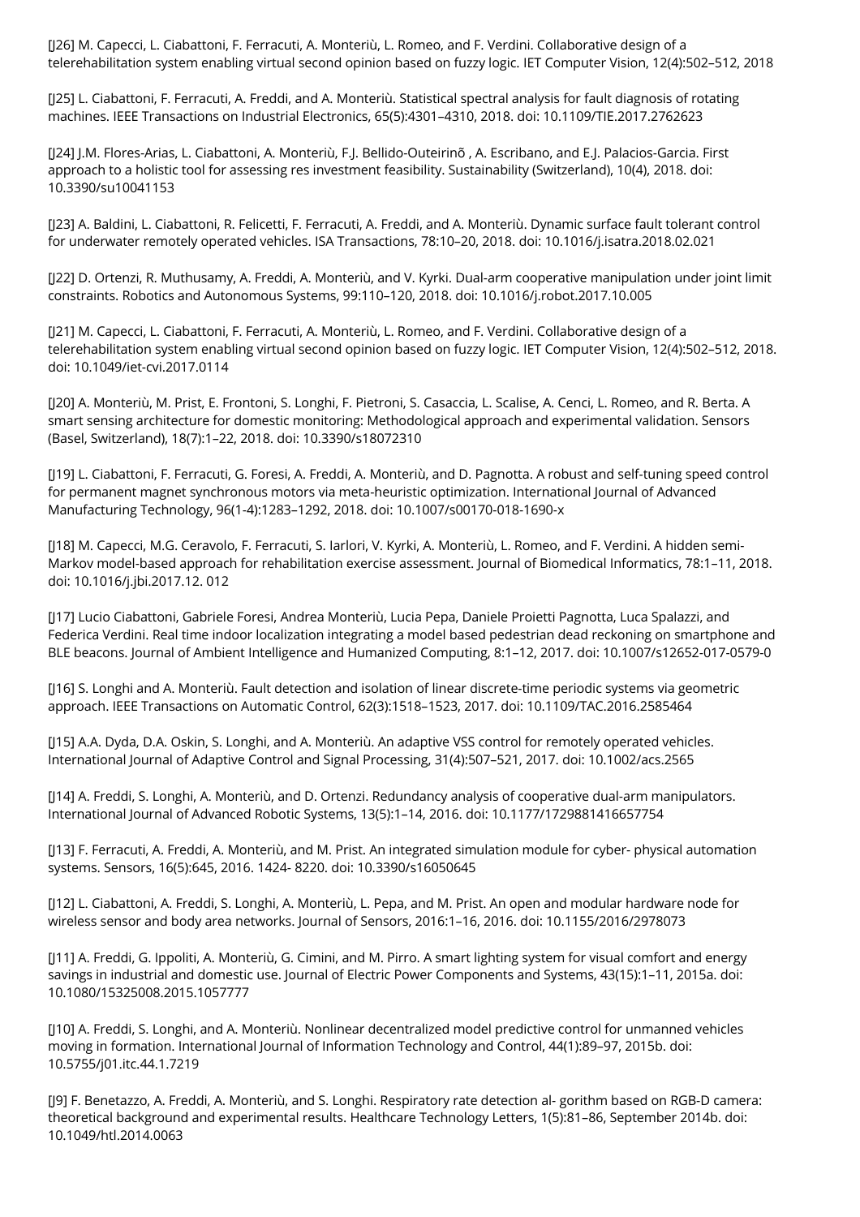[J26] M. Capecci, L. Ciabattoni, F. Ferracuti, A. Monteriù, L. Romeo, and F. Verdini. Collaborative design of a telerehabilitation system enabling virtual second opinion based on fuzzy logic. IET Computer Vision, 12(4):502–512, 2018

[J25] L. Ciabattoni, F. Ferracuti, A. Freddi, and A. Monteriù. Statistical spectral analysis for fault diagnosis of rotating machines. IEEE Transactions on Industrial Electronics, 65(5):4301–4310, 2018. doi: 10.1109/TIE.2017.2762623

[J24] J.M. Flores-Arias, L. Ciabattoni, A. Monteriù, F.J. Bellido-Outeirinõ , A. Escribano, and E.J. Palacios-Garcia. First approach to a holistic tool for assessing res investment feasibility. Sustainability (Switzerland), 10(4), 2018. doi: 10.3390/su10041153

[J23] A. Baldini, L. Ciabattoni, R. Felicetti, F. Ferracuti, A. Freddi, and A. Monteriù. Dynamic surface fault tolerant control for underwater remotely operated vehicles. ISA Transactions, 78:10–20, 2018. doi: 10.1016/j.isatra.2018.02.021

[J22] D. Ortenzi, R. Muthusamy, A. Freddi, A. Monteriù, and V. Kyrki. Dual-arm cooperative manipulation under joint limit constraints. Robotics and Autonomous Systems, 99:110–120, 2018. doi: 10.1016/j.robot.2017.10.005

[J21] M. Capecci, L. Ciabattoni, F. Ferracuti, A. Monteriù, L. Romeo, and F. Verdini. Collaborative design of a telerehabilitation system enabling virtual second opinion based on fuzzy logic. IET Computer Vision, 12(4):502–512, 2018. doi: 10.1049/iet-cvi.2017.0114

[J20] A. Monteriù, M. Prist, E. Frontoni, S. Longhi, F. Pietroni, S. Casaccia, L. Scalise, A. Cenci, L. Romeo, and R. Berta. A smart sensing architecture for domestic monitoring: Methodological approach and experimental validation. Sensors (Basel, Switzerland), 18(7):1–22, 2018. doi: 10.3390/s18072310

[J19] L. Ciabattoni, F. Ferracuti, G. Foresi, A. Freddi, A. Monteriù, and D. Pagnotta. A robust and self-tuning speed control for permanent magnet synchronous motors via meta-heuristic optimization. International Journal of Advanced Manufacturing Technology, 96(1-4):1283–1292, 2018. doi: 10.1007/s00170-018-1690-x

[J18] M. Capecci, M.G. Ceravolo, F. Ferracuti, S. Iarlori, V. Kyrki, A. Monteriù, L. Romeo, and F. Verdini. A hidden semi-Markov model-based approach for rehabilitation exercise assessment. Journal of Biomedical Informatics, 78:1–11, 2018. doi: 10.1016/j.jbi.2017.12. 012

[J17] Lucio Ciabattoni, Gabriele Foresi, Andrea Monteriù, Lucia Pepa, Daniele Proietti Pagnotta, Luca Spalazzi, and Federica Verdini. Real time indoor localization integrating a model based pedestrian dead reckoning on smartphone and BLE beacons. Journal of Ambient Intelligence and Humanized Computing, 8:1–12, 2017. doi: 10.1007/s12652-017-0579-0

[J16] S. Longhi and A. Monteriù. Fault detection and isolation of linear discrete-time periodic systems via geometric approach. IEEE Transactions on Automatic Control, 62(3):1518–1523, 2017. doi: 10.1109/TAC.2016.2585464

[J15] A.A. Dyda, D.A. Oskin, S. Longhi, and A. Monteriù. An adaptive VSS control for remotely operated vehicles. International Journal of Adaptive Control and Signal Processing, 31(4):507–521, 2017. doi: 10.1002/acs.2565

[J14] A. Freddi, S. Longhi, A. Monteriù, and D. Ortenzi. Redundancy analysis of cooperative dual-arm manipulators. International Journal of Advanced Robotic Systems, 13(5):1–14, 2016. doi: 10.1177/1729881416657754

[J13] F. Ferracuti, A. Freddi, A. Monteriù, and M. Prist. An integrated simulation module for cyber- physical automation systems. Sensors, 16(5):645, 2016. 1424- 8220. doi: 10.3390/s16050645

[J12] L. Ciabattoni, A. Freddi, S. Longhi, A. Monteriù, L. Pepa, and M. Prist. An open and modular hardware node for wireless sensor and body area networks. Journal of Sensors, 2016:1–16, 2016. doi: 10.1155/2016/2978073

[J11] A. Freddi, G. Ippoliti, A. Monteriù, G. Cimini, and M. Pirro. A smart lighting system for visual comfort and energy savings in industrial and domestic use. Journal of Electric Power Components and Systems, 43(15):1–11, 2015a. doi: 10.1080/15325008.2015.1057777

[J10] A. Freddi, S. Longhi, and A. Monteriù. Nonlinear decentralized model predictive control for unmanned vehicles moving in formation. International Journal of Information Technology and Control, 44(1):89–97, 2015b. doi: 10.5755/j01.itc.44.1.7219

[J9] F. Benetazzo, A. Freddi, A. Monteriù, and S. Longhi. Respiratory rate detection al- gorithm based on RGB-D camera: theoretical background and experimental results. Healthcare Technology Letters, 1(5):81–86, September 2014b. doi: 10.1049/htl.2014.0063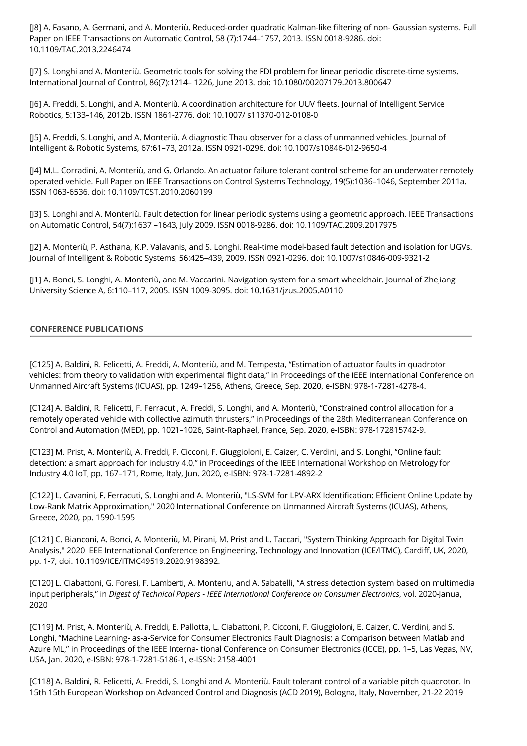[J8] A. Fasano, A. Germani, and A. Monteriù. Reduced-order quadratic Kalman-like filtering of non- Gaussian systems. Full Paper on IEEE Transactions on Automatic Control, 58 (7):1744–1757, 2013. ISSN 0018-9286. doi: 10.1109/TAC.2013.2246474

[J7] S. Longhi and A. Monteriù. Geometric tools for solving the FDI problem for linear periodic discrete-time systems. International Journal of Control, 86(7):1214– 1226, June 2013. doi: 10.1080/00207179.2013.800647

[J6] A. Freddi, S. Longhi, and A. Monteriù. A coordination architecture for UUV fleets. Journal of Intelligent Service Robotics, 5:133–146, 2012b. ISSN 1861-2776. doi: 10.1007/ s11370-012-0108-0

[J5] A. Freddi, S. Longhi, and A. Monteriù. A diagnostic Thau observer for a class of unmanned vehicles. Journal of Intelligent & Robotic Systems, 67:61–73, 2012a. ISSN 0921-0296. doi: 10.1007/s10846-012-9650-4

[J4] M.L. Corradini, A. Monteriù, and G. Orlando. An actuator failure tolerant control scheme for an underwater remotely operated vehicle. Full Paper on IEEE Transactions on Control Systems Technology, 19(5):1036–1046, September 2011a. ISSN 1063-6536. doi: 10.1109/TCST.2010.2060199

[J3] S. Longhi and A. Monteriù. Fault detection for linear periodic systems using a geometric approach. IEEE Transactions on Automatic Control, 54(7):1637 –1643, July 2009. ISSN 0018-9286. doi: 10.1109/TAC.2009.2017975

[J2] A. Monteriù, P. Asthana, K.P. Valavanis, and S. Longhi. Real-time model-based fault detection and isolation for UGVs. Journal of Intelligent & Robotic Systems, 56:425–439, 2009. ISSN 0921-0296. doi: 10.1007/s10846-009-9321-2

[J1] A. Bonci, S. Longhi, A. Monteriù, and M. Vaccarini. Navigation system for a smart wheelchair. Journal of Zhejiang University Science A, 6:110–117, 2005. ISSN 1009-3095. doi: 10.1631/jzus.2005.A0110

## CONFERENCE PUBLICATIONS

[C125] A. Baldini, R. Felicetti, A. Freddi, A. Monteriù, and M. Tempesta, "Estimation of actuator faults in quadrotor vehicles: from theory to validation with experimental flight data," in Proceedings of the IEEE International Conference on Unmanned Aircraft Systems (ICUAS), pp. 1249–1256, Athens, Greece, Sep. 2020, e-ISBN: 978-1-7281-4278-4.

[C124] A. Baldini, R. Felicetti, F. Ferracuti, A. Freddi, S. Longhi, and A. Monteriù, "Constrained control allocation for a remotely operated vehicle with collective azimuth thrusters," in Proceedings of the 28th Mediterranean Conference on Control and Automation (MED), pp. 1021–1026, Saint-Raphael, France, Sep. 2020, e-ISBN: 978-172815742-9.

[C123] M. Prist, A. Monteriù, A. Freddi, P. Cicconi, F. Giuggioloni, E. Caizer, C. Verdini, and S. Longhi, "Online fault detection: a smart approach for industry 4.0," in Proceedings of the IEEE International Workshop on Metrology for Industry 4.0 IoT, pp. 167–171, Rome, Italy, Jun. 2020, e-ISBN: 978-1-7281-4892-2

[C122] L. Cavanini, F. Ferracuti, S. Longhi and A. Monteriù, "LS-SVM for LPV-ARX Identification: Efficient Online Update by Low-Rank Matrix Approximation," 2020 International Conference on Unmanned Aircraft Systems (ICUAS), Athens, Greece, 2020, pp. 1590-1595

[C121] C. Bianconi, A. Bonci, A. Monteriù, M. Pirani, M. Prist and L. Taccari, "System Thinking Approach for Digital Twin Analysis," 2020 IEEE International Conference on Engineering, Technology and Innovation (ICE/ITMC), Cardiff, UK, 2020, pp. 1-7, doi: 10.1109/ICE/ITMC49519.2020.9198392.

[C120] L. Ciabattoni, G. Foresi, F. Lamberti, A. Monteriu, and A. Sabatelli, "A stress detection system based on multimedia input peripherals," in *Digest of Technical Papers - IEEE International Conference on Consumer Electronics*, vol. 2020-Janua, 2020

[C119] M. Prist, A. Monteriù, A. Freddi, E. Pallotta, L. Ciabattoni, P. Cicconi, F. Giuggioloni, E. Caizer, C. Verdini, and S. Longhi, "Machine Learning- as-a-Service for Consumer Electronics Fault Diagnosis: a Comparison between Matlab and Azure ML," in Proceedings of the IEEE Interna- tional Conference on Consumer Electronics (ICCE), pp. 1–5, Las Vegas, NV, USA, Jan. 2020, e-ISBN: 978-1-7281-5186-1, e-ISSN: 2158-4001

[C118] A. Baldini, R. Felicetti, A. Freddi, S. Longhi and A. Monteriù. Fault tolerant control of a variable pitch quadrotor. In 15th 15th European Workshop on Advanced Control and Diagnosis (ACD 2019), Bologna, Italy, November, 21-22 2019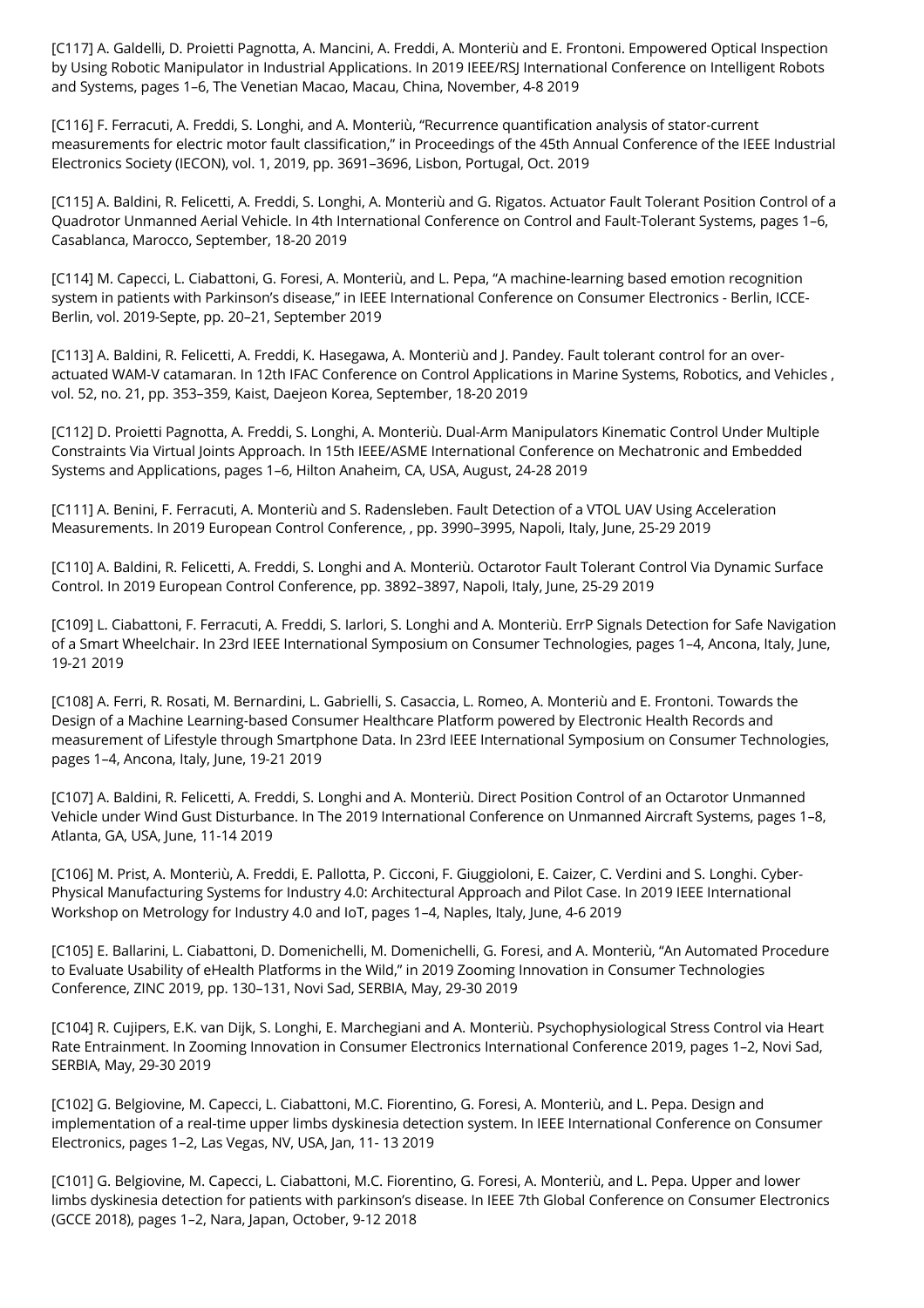[C117] A. Galdelli, D. Proietti Pagnotta, A. Mancini, A. Freddi, A. Monteriù and E. Frontoni. Empowered Optical Inspection by Using Robotic Manipulator in Industrial Applications. In 2019 IEEE/RSJ International Conference on Intelligent Robots and Systems, pages 1–6, The Venetian Macao, Macau, China, November, 4-8 2019

[C116] F. Ferracuti, A. Freddi, S. Longhi, and A. Monteriù, “Recurrence quantification analysis of stator-current measurements for electric motor fault classification,” in Proceedings of the 45th Annual Conference of the IEEE Industrial Electronics Society (IECON), vol. 1, 2019, pp. 3691–3696, Lisbon, Portugal, Oct. 2019

[C115] A. Baldini, R. Felicetti, A. Freddi, S. Longhi, A. Monteriù and G. Rigatos. Actuator Fault Tolerant Position Control of a Quadrotor Unmanned Aerial Vehicle. In 4th International Conference on Control and Fault-Tolerant Systems, pages 1–6, Casablanca, Marocco, September, 18-20 2019

[C114] M. Capecci, L. Ciabattoni, G. Foresi, A. Monteriù, and L. Pepa, “A machine-learning based emotion recognition system in patients with Parkinson’s disease,” in IEEE International Conference on Consumer Electronics - Berlin, ICCE-Berlin, vol. 2019-Septe, pp. 20–21, September 2019

[C113] A. Baldini, R. Felicetti, A. Freddi, K. Hasegawa, A. Monteriù and J. Pandey. Fault tolerant control for an over-actuated WAM-V catamaran. In 12th IFAC Conference on Control Applications in Marine Systems, Robotics, and Vehicles , vol. 52, no. 21, pp. 353–359, Kaist, Daejeon Korea, September, 18-20 2019

[C112] D. Proietti Pagnotta, A. Freddi, S. Longhi, A. Monteriù. Dual-Arm Manipulators Kinematic Control Under Multiple Constraints Via Virtual Joints Approach. In 15th IEEE/ASME International Conference on Mechatronic and Embedded Systems and Applications, pages 1–6, Hilton Anaheim, CA, USA, August, 24-28 2019

[C111] A. Benini, F. Ferracuti, A. Monteriù and S. Radensleben. Fault Detection of a VTOL UAV Using Acceleration Measurements. In 2019 European Control Conference, , pp. 3990–3995, Napoli, Italy, June, 25-29 2019

[C110] A. Baldini, R. Felicetti, A. Freddi, S. Longhi and A. Monteriù. Octarotor Fault Tolerant Control Via Dynamic Surface Control. In 2019 European Control Conference, pp. 3892–3897, Napoli, Italy, June, 25-29 2019

[C109] L. Ciabattoni, F. Ferracuti, A. Freddi, S. Iarlori, S. Longhi and A. Monteriù. ErrP Signals Detection for Safe Navigation of a Smart Wheelchair. In 23rd IEEE International Symposium on Consumer Technologies, pages 1–4, Ancona, Italy, June, 19-21 2019

[C108] A. Ferri, R. Rosati, M. Bernardini, L. Gabrielli, S. Casaccia, L. Romeo, A. Monteriù and E. Frontoni. Towards the Design of a Machine Learning-based Consumer Healthcare Platform powered by Electronic Health Records and measurement of Lifestyle through Smartphone Data. In 23rd IEEE International Symposium on Consumer Technologies, pages 1–4, Ancona, Italy, June, 19-21 2019

[C107] A. Baldini, R. Felicetti, A. Freddi, S. Longhi and A. Monteriù. Direct Position Control of an Octarotor Unmanned Vehicle under Wind Gust Disturbance. In The 2019 International Conference on Unmanned Aircraft Systems, pages 1–8, Atlanta, GA, USA, June, 11-14 2019

[C106] M. Prist, A. Monteriù, A. Freddi, E. Pallotta, P. Cicconi, F. Giuggioloni, E. Caizer, C. Verdini and S. Longhi. Cyber-Physical Manufacturing Systems for Industry 4.0: Architectural Approach and Pilot Case. In 2019 IEEE International Workshop on Metrology for Industry 4.0 and IoT, pages 1–4, Naples, Italy, June, 4-6 2019

[C105] E. Ballarini, L. Ciabattoni, D. Domenichelli, M. Domenichelli, G. Foresi, and A. Monteriù, “An Automated Procedure to Evaluate Usability of eHealth Platforms in the Wild,” in 2019 Zooming Innovation in Consumer Technologies Conference, ZINC 2019, pp. 130–131, Novi Sad, SERBIA, May, 29-30 2019

[C104] R. Cujipers, E.K. van Dijk, S. Longhi, E. Marchegiani and A. Monteriù. Psychophysiological Stress Control via Heart Rate Entrainment. In Zooming Innovation in Consumer Electronics International Conference 2019, pages 1–2, Novi Sad, SERBIA, May, 29-30 2019

[C102] G. Belgiovine, M. Capecci, L. Ciabattoni, M.C. Fiorentino, G. Foresi, A. Monteriù, and L. Pepa. Design and implementation of a real-time upper limbs dyskinesia detection system. In IEEE International Conference on Consumer Electronics, pages 1–2, Las Vegas, NV, USA, Jan, 11- 13 2019

[C101] G. Belgiovine, M. Capecci, L. Ciabattoni, M.C. Fiorentino, G. Foresi, A. Monteriù, and L. Pepa. Upper and lower limbs dyskinesia detection for patients with parkinson’s disease. In IEEE 7th Global Conference on Consumer Electronics (GCCE 2018), pages 1–2, Nara, Japan, October, 9-12 2018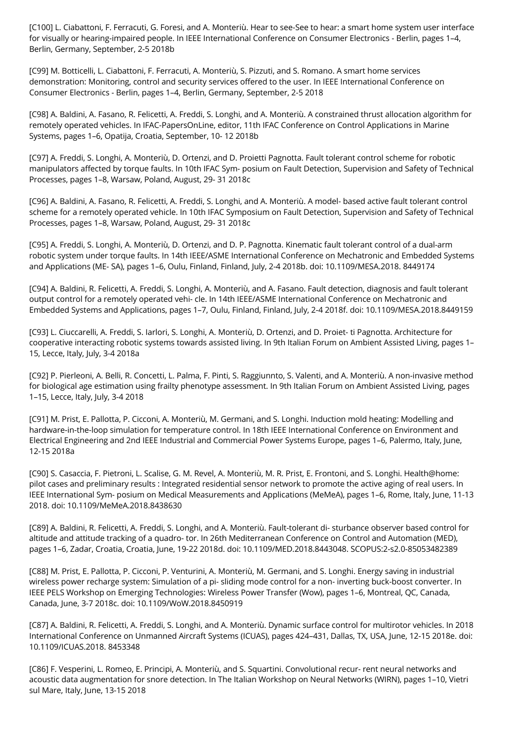[C100] L. Ciabattoni, F. Ferracuti, G. Foresi, and A. Monteriù. Hear to see-See to hear: a smart home system user interface for visually or hearing-impaired people. In IEEE International Conference on Consumer Electronics - Berlin, pages 1–4, Berlin, Germany, September, 2-5 2018b

[C99] M. Botticelli, L. Ciabattoni, F. Ferracuti, A. Monteriù, S. Pizzuti, and S. Romano. A smart home services demonstration: Monitoring, control and security services offered to the user. In IEEE International Conference on Consumer Electronics - Berlin, pages 1–4, Berlin, Germany, September, 2-5 2018

[C98] A. Baldini, A. Fasano, R. Felicetti, A. Freddi, S. Longhi, and A. Monteriù. A constrained thrust allocation algorithm for remotely operated vehicles. In IFAC-PapersOnLine, editor, 11th IFAC Conference on Control Applications in Marine Systems, pages 1–6, Opatija, Croatia, September, 10- 12 2018b

[C97] A. Freddi, S. Longhi, A. Monteriù, D. Ortenzi, and D. Proietti Pagnotta. Fault tolerant control scheme for robotic manipulators affected by torque faults. In 10th IFAC Sym- posium on Fault Detection, Supervision and Safety of Technical Processes, pages 1–8, Warsaw, Poland, August, 29- 31 2018c

[C96] A. Baldini, A. Fasano, R. Felicetti, A. Freddi, S. Longhi, and A. Monteriù. A model- based active fault tolerant control scheme for a remotely operated vehicle. In 10th IFAC Symposium on Fault Detection, Supervision and Safety of Technical Processes, pages 1–8, Warsaw, Poland, August, 29- 31 2018c

[C95] A. Freddi, S. Longhi, A. Monteriù, D. Ortenzi, and D. P. Pagnotta. Kinematic fault tolerant control of a dual-arm robotic system under torque faults. In 14th IEEE/ASME International Conference on Mechatronic and Embedded Systems and Applications (ME- SA), pages 1–6, Oulu, Finland, Finland, July, 2-4 2018b. doi: 10.1109/MESA.2018. 8449174

[C94] A. Baldini, R. Felicetti, A. Freddi, S. Longhi, A. Monteriù, and A. Fasano. Fault detection, diagnosis and fault tolerant output control for a remotely operated vehi- cle. In 14th IEEE/ASME International Conference on Mechatronic and Embedded Systems and Applications, pages 1–7, Oulu, Finland, Finland, July, 2-4 2018f. doi: 10.1109/MESA.2018.8449159

[C93] L. Ciuccarelli, A. Freddi, S. Iarlori, S. Longhi, A. Monteriù, D. Ortenzi, and D. Proiet- ti Pagnotta. Architecture for cooperative interacting robotic systems towards assisted living. In 9th Italian Forum on Ambient Assisted Living, pages 1–15, Lecce, Italy, July, 3-4 2018a

[C92] P. Pierleoni, A. Belli, R. Concetti, L. Palma, F. Pinti, S. Raggiunnto, S. Valenti, and A. Monteriù. A non-invasive method for biological age estimation using frailty phenotype assessment. In 9th Italian Forum on Ambient Assisted Living, pages 1–15, Lecce, Italy, July, 3-4 2018

[C91] M. Prist, E. Pallotta, P. Cicconi, A. Monteriù, M. Germani, and S. Longhi. Induction mold heating: Modelling and hardware-in-the-loop simulation for temperature control. In 18th IEEE International Conference on Environment and Electrical Engineering and 2nd IEEE Industrial and Commercial Power Systems Europe, pages 1–6, Palermo, Italy, June, 12-15 2018a

[C90] S. Casaccia, F. Pietroni, L. Scalise, G. M. Revel, A. Monteriù, M. R. Prist, E. Frontoni, and S. Longhi. Health@home: pilot cases and preliminary results : Integrated residential sensor network to promote the active aging of real users. In IEEE International Sym- posium on Medical Measurements and Applications (MeMeA), pages 1–6, Rome, Italy, June, 11-13 2018. doi: 10.1109/MeMeA.2018.8438630

[C89] A. Baldini, R. Felicetti, A. Freddi, S. Longhi, and A. Monteriù. Fault-tolerant di- sturbance observer based control for altitude and attitude tracking of a quadro- tor. In 26th Mediterranean Conference on Control and Automation (MED), pages 1–6, Zadar, Croatia, Croatia, June, 19-22 2018d. doi: 10.1109/MED.2018.8443048. SCOPUS:2-s2.0-85053482389

[C88] M. Prist, E. Pallotta, P. Cicconi, P. Venturini, A. Monteriù, M. Germani, and S. Longhi. Energy saving in industrial wireless power recharge system: Simulation of a pi- sliding mode control for a non- inverting buck-boost converter. In IEEE PELS Workshop on Emerging Technologies: Wireless Power Transfer (Wow), pages 1–6, Montreal, QC, Canada, Canada, June, 3-7 2018c. doi: 10.1109/WoW.2018.8450919

[C87] A. Baldini, R. Felicetti, A. Freddi, S. Longhi, and A. Monteriù. Dynamic surface control for multirotor vehicles. In 2018 International Conference on Unmanned Aircraft Systems (ICUAS), pages 424–431, Dallas, TX, USA, June, 12-15 2018e. doi: 10.1109/ICUAS.2018. 8453348

[C86] F. Vesperini, L. Romeo, E. Principi, A. Monteriù, and S. Squartini. Convolutional recur- rent neural networks and acoustic data augmentation for snore detection. In The Italian Workshop on Neural Networks (WIRN), pages 1–10, Vietri sul Mare, Italy, June, 13-15 2018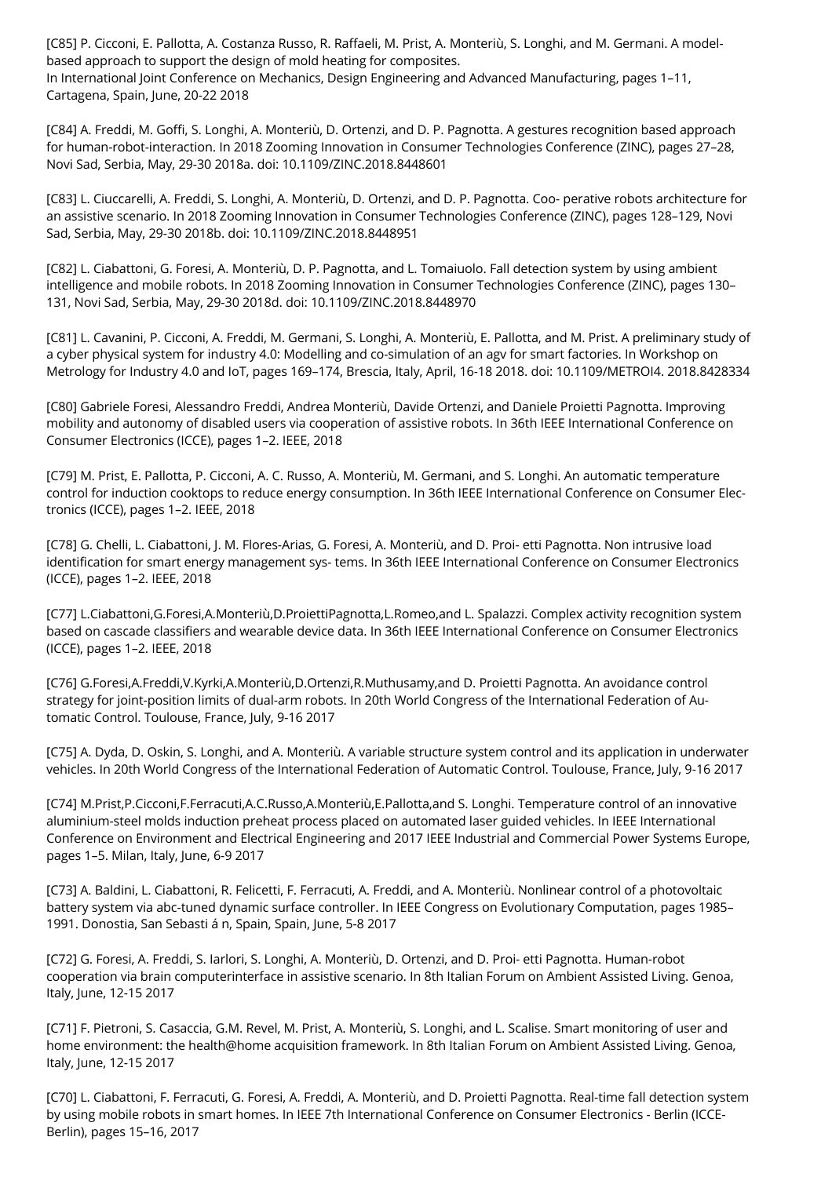[C85] P. Cicconi, E. Pallotta, A. Costanza Russo, R. Raffaeli, M. Prist, A. Monteriù, S. Longhi, and M. Germani. A model-based approach to support the design of mold heating for composites.
In International Joint Conference on Mechanics, Design Engineering and Advanced Manufacturing, pages 1–11, Cartagena, Spain, June, 20-22 2018

[C84] A. Freddi, M. Goffi, S. Longhi, A. Monteriù, D. Ortenzi, and D. P. Pagnotta. A gestures recognition based approach for human-robot-interaction. In 2018 Zooming Innovation in Consumer Technologies Conference (ZINC), pages 27–28, Novi Sad, Serbia, May, 29-30 2018a. doi: 10.1109/ZINC.2018.8448601

[C83] L. Ciuccarelli, A. Freddi, S. Longhi, A. Monteriù, D. Ortenzi, and D. P. Pagnotta. Coo- perative robots architecture for an assistive scenario. In 2018 Zooming Innovation in Consumer Technologies Conference (ZINC), pages 128–129, Novi Sad, Serbia, May, 29-30 2018b. doi: 10.1109/ZINC.2018.8448951

[C82] L. Ciabattoni, G. Foresi, A. Monteriù, D. P. Pagnotta, and L. Tomaiuolo. Fall detection system by using ambient intelligence and mobile robots. In 2018 Zooming Innovation in Consumer Technologies Conference (ZINC), pages 130–131, Novi Sad, Serbia, May, 29-30 2018d. doi: 10.1109/ZINC.2018.8448970

[C81] L. Cavanini, P. Cicconi, A. Freddi, M. Germani, S. Longhi, A. Monteriù, E. Pallotta, and M. Prist. A preliminary study of a cyber physical system for industry 4.0: Modelling and co-simulation of an agv for smart factories. In Workshop on Metrology for Industry 4.0 and IoT, pages 169–174, Brescia, Italy, April, 16-18 2018. doi: 10.1109/METROI4. 2018.8428334

[C80] Gabriele Foresi, Alessandro Freddi, Andrea Monteriù, Davide Ortenzi, and Daniele Proietti Pagnotta. Improving mobility and autonomy of disabled users via cooperation of assistive robots. In 36th IEEE International Conference on Consumer Electronics (ICCE), pages 1–2. IEEE, 2018

[C79] M. Prist, E. Pallotta, P. Cicconi, A. C. Russo, A. Monteriù, M. Germani, and S. Longhi. An automatic temperature control for induction cooktops to reduce energy consumption. In 36th IEEE International Conference on Consumer Electronics (ICCE), pages 1–2. IEEE, 2018

[C78] G. Chelli, L. Ciabattoni, J. M. Flores-Arias, G. Foresi, A. Monteriù, and D. Proi- etti Pagnotta. Non intrusive load identification for smart energy management sys- tems. In 36th IEEE International Conference on Consumer Electronics (ICCE), pages 1–2. IEEE, 2018

[C77] L.Ciabattoni,G.Foresi,A.Monteriù,D.ProiettiPagnotta,L.Romeo,and L. Spalazzi. Complex activity recognition system based on cascade classifiers and wearable device data. In 36th IEEE International Conference on Consumer Electronics (ICCE), pages 1–2. IEEE, 2018

[C76] G.Foresi,A.Freddi,V.Kyrki,A.Monteriù,D.Ortenzi,R.Muthusamy,and D. Proietti Pagnotta. An avoidance control strategy for joint-position limits of dual-arm robots. In 20th World Congress of the International Federation of Automatic Control. Toulouse, France, July, 9-16 2017

[C75] A. Dyda, D. Oskin, S. Longhi, and A. Monteriù. A variable structure system control and its application in underwater vehicles. In 20th World Congress of the International Federation of Automatic Control. Toulouse, France, July, 9-16 2017

[C74] M.Prist,P.Cicconi,F.Ferracuti,A.C.Russo,A.Monteriù,E.Pallotta,and S. Longhi. Temperature control of an innovative aluminium-steel molds induction preheat process placed on automated laser guided vehicles. In IEEE International Conference on Environment and Electrical Engineering and 2017 IEEE Industrial and Commercial Power Systems Europe, pages 1–5. Milan, Italy, June, 6-9 2017

[C73] A. Baldini, L. Ciabattoni, R. Felicetti, F. Ferracuti, A. Freddi, and A. Monteriù. Nonlinear control of a photovoltaic battery system via abc-tuned dynamic surface controller. In IEEE Congress on Evolutionary Computation, pages 1985–1991. Donostia, San Sebasti á n, Spain, Spain, June, 5-8 2017

[C72] G. Foresi, A. Freddi, S. Iarlori, S. Longhi, A. Monteriù, D. Ortenzi, and D. Proi- etti Pagnotta. Human-robot cooperation via brain computerinterface in assistive scenario. In 8th Italian Forum on Ambient Assisted Living. Genoa, Italy, June, 12-15 2017

[C71] F. Pietroni, S. Casaccia, G.M. Revel, M. Prist, A. Monteriù, S. Longhi, and L. Scalise. Smart monitoring of user and home environment: the health@home acquisition framework. In 8th Italian Forum on Ambient Assisted Living. Genoa, Italy, June, 12-15 2017

[C70] L. Ciabattoni, F. Ferracuti, G. Foresi, A. Freddi, A. Monteriù, and D. Proietti Pagnotta. Real-time fall detection system by using mobile robots in smart homes. In IEEE 7th International Conference on Consumer Electronics - Berlin (ICCE-Berlin), pages 15–16, 2017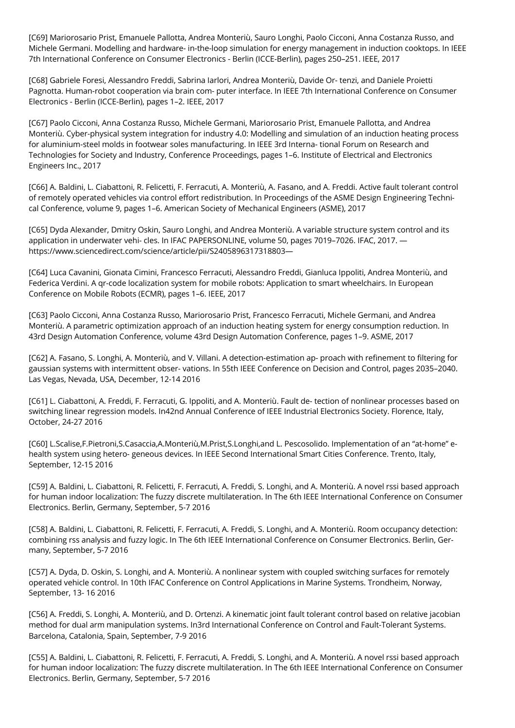[C69] Mariorosario Prist, Emanuele Pallotta, Andrea Monteriù, Sauro Longhi, Paolo Cicconi, Anna Costanza Russo, and Michele Germani. Modelling and hardware- in-the-loop simulation for energy management in induction cooktops. In IEEE 7th International Conference on Consumer Electronics - Berlin (ICCE-Berlin), pages 250–251. IEEE, 2017

[C68] Gabriele Foresi, Alessandro Freddi, Sabrina Iarlori, Andrea Monteriù, Davide Or- tenzi, and Daniele Proietti Pagnotta. Human-robot cooperation via brain com- puter interface. In IEEE 7th International Conference on Consumer Electronics - Berlin (ICCE-Berlin), pages 1–2. IEEE, 2017

[C67] Paolo Cicconi, Anna Costanza Russo, Michele Germani, Mariorosario Prist, Emanuele Pallotta, and Andrea Monteriù. Cyber-physical system integration for industry 4.0: Modelling and simulation of an induction heating process for aluminium-steel molds in footwear soles manufacturing. In IEEE 3rd Interna- tional Forum on Research and Technologies for Society and Industry, Conference Proceedings, pages 1–6. Institute of Electrical and Electronics Engineers Inc., 2017

[C66] A. Baldini, L. Ciabattoni, R. Felicetti, F. Ferracuti, A. Monteriù, A. Fasano, and A. Freddi. Active fault tolerant control of remotely operated vehicles via control effort redistribution. In Proceedings of the ASME Design Engineering Techni- cal Conference, volume 9, pages 1–6. American Society of Mechanical Engineers (ASME), 2017

[C65] Dyda Alexander, Dmitry Oskin, Sauro Longhi, and Andrea Monteriù. A variable structure system control and its application in underwater vehi- cles. In IFAC PAPERSONLINE, volume 50, pages 7019–7026. IFAC, 2017. —https://www.sciencedirect.com/science/article/pii/S2405896317318803—

[C64] Luca Cavanini, Gionata Cimini, Francesco Ferracuti, Alessandro Freddi, Gianluca Ippoliti, Andrea Monteriù, and Federica Verdini. A qr-code localization system for mobile robots: Application to smart wheelchairs. In European Conference on Mobile Robots (ECMR), pages 1–6. IEEE, 2017

[C63] Paolo Cicconi, Anna Costanza Russo, Mariorosario Prist, Francesco Ferracuti, Michele Germani, and Andrea Monteriù. A parametric optimization approach of an induction heating system for energy consumption reduction. In 43rd Design Automation Conference, volume 43rd Design Automation Conference, pages 1–9. ASME, 2017

[C62] A. Fasano, S. Longhi, A. Monteriù, and V. Villani. A detection-estimation ap- proach with refinement to filtering for gaussian systems with intermittent obser- vations. In 55th IEEE Conference on Decision and Control, pages 2035–2040. Las Vegas, Nevada, USA, December, 12-14 2016

[C61] L. Ciabattoni, A. Freddi, F. Ferracuti, G. Ippoliti, and A. Monteriù. Fault de- tection of nonlinear processes based on switching linear regression models. In42nd Annual Conference of IEEE Industrial Electronics Society. Florence, Italy, October, 24-27 2016

[C60] L.Scalise,F.Pietroni,S.Casaccia,A.Monteriù,M.Prist,S.Longhi,and L. Pescosolido. Implementation of an "at-home" e-health system using hetero- geneous devices. In IEEE Second International Smart Cities Conference. Trento, Italy, September, 12-15 2016

[C59] A. Baldini, L. Ciabattoni, R. Felicetti, F. Ferracuti, A. Freddi, S. Longhi, and A. Monteriù. A novel rssi based approach for human indoor localization: The fuzzy discrete multilateration. In The 6th IEEE International Conference on Consumer Electronics. Berlin, Germany, September, 5-7 2016

[C58] A. Baldini, L. Ciabattoni, R. Felicetti, F. Ferracuti, A. Freddi, S. Longhi, and A. Monteriù. Room occupancy detection: combining rss analysis and fuzzy logic. In The 6th IEEE International Conference on Consumer Electronics. Berlin, Ger- many, September, 5-7 2016

[C57] A. Dyda, D. Oskin, S. Longhi, and A. Monteriù. A nonlinear system with coupled switching surfaces for remotely operated vehicle control. In 10th IFAC Conference on Control Applications in Marine Systems. Trondheim, Norway, September, 13- 16 2016

[C56] A. Freddi, S. Longhi, A. Monteriù, and D. Ortenzi. A kinematic joint fault tolerant control based on relative jacobian method for dual arm manipulation systems. In3rd International Conference on Control and Fault-Tolerant Systems. Barcelona, Catalonia, Spain, September, 7-9 2016

[C55] A. Baldini, L. Ciabattoni, R. Felicetti, F. Ferracuti, A. Freddi, S. Longhi, and A. Monteriù. A novel rssi based approach for human indoor localization: The fuzzy discrete multilateration. In The 6th IEEE International Conference on Consumer Electronics. Berlin, Germany, September, 5-7 2016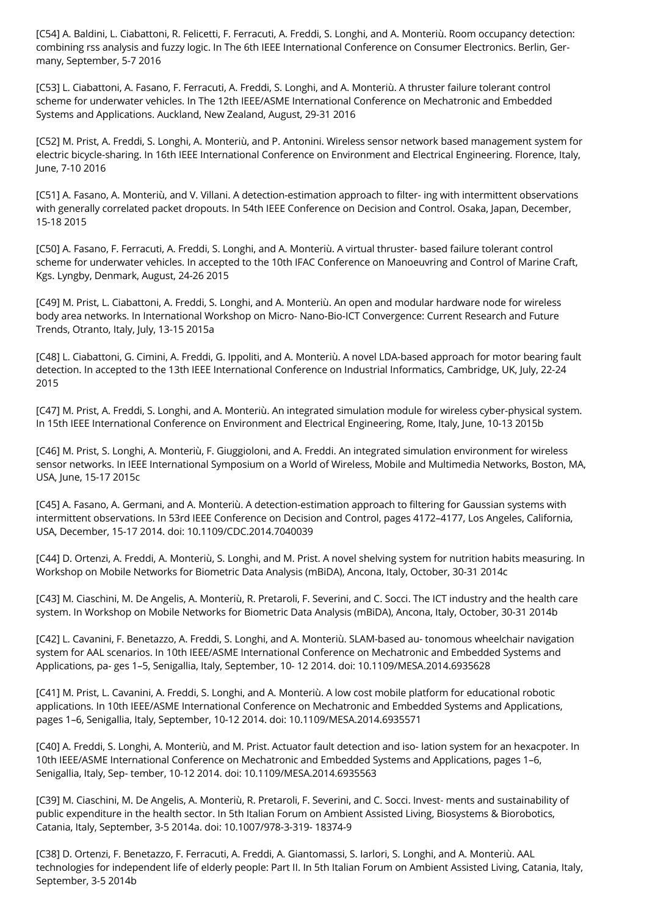[C54] A. Baldini, L. Ciabattoni, R. Felicetti, F. Ferracuti, A. Freddi, S. Longhi, and A. Monteriù. Room occupancy detection: combining rss analysis and fuzzy logic. In The 6th IEEE International Conference on Consumer Electronics. Berlin, Germany, September, 5-7 2016

[C53] L. Ciabattoni, A. Fasano, F. Ferracuti, A. Freddi, S. Longhi, and A. Monteriù. A thruster failure tolerant control scheme for underwater vehicles. In The 12th IEEE/ASME International Conference on Mechatronic and Embedded Systems and Applications. Auckland, New Zealand, August, 29-31 2016

[C52] M. Prist, A. Freddi, S. Longhi, A. Monteriù, and P. Antonini. Wireless sensor network based management system for electric bicycle-sharing. In 16th IEEE International Conference on Environment and Electrical Engineering. Florence, Italy, June, 7-10 2016

[C51] A. Fasano, A. Monteriù, and V. Villani. A detection-estimation approach to filter- ing with intermittent observations with generally correlated packet dropouts. In 54th IEEE Conference on Decision and Control. Osaka, Japan, December, 15-18 2015

[C50] A. Fasano, F. Ferracuti, A. Freddi, S. Longhi, and A. Monteriù. A virtual thruster- based failure tolerant control scheme for underwater vehicles. In accepted to the 10th IFAC Conference on Manoeuvring and Control of Marine Craft, Kgs. Lyngby, Denmark, August, 24-26 2015

[C49] M. Prist, L. Ciabattoni, A. Freddi, S. Longhi, and A. Monteriù. An open and modular hardware node for wireless body area networks. In International Workshop on Micro- Nano-Bio-ICT Convergence: Current Research and Future Trends, Otranto, Italy, July, 13-15 2015a

[C48] L. Ciabattoni, G. Cimini, A. Freddi, G. Ippoliti, and A. Monteriù. A novel LDA-based approach for motor bearing fault detection. In accepted to the 13th IEEE International Conference on Industrial Informatics, Cambridge, UK, July, 22-24 2015

[C47] M. Prist, A. Freddi, S. Longhi, and A. Monteriù. An integrated simulation module for wireless cyber-physical system. In 15th IEEE International Conference on Environment and Electrical Engineering, Rome, Italy, June, 10-13 2015b

[C46] M. Prist, S. Longhi, A. Monteriù, F. Giuggioloni, and A. Freddi. An integrated simulation environment for wireless sensor networks. In IEEE International Symposium on a World of Wireless, Mobile and Multimedia Networks, Boston, MA, USA, June, 15-17 2015c

[C45] A. Fasano, A. Germani, and A. Monteriù. A detection-estimation approach to filtering for Gaussian systems with intermittent observations. In 53rd IEEE Conference on Decision and Control, pages 4172–4177, Los Angeles, California, USA, December, 15-17 2014. doi: 10.1109/CDC.2014.7040039

[C44] D. Ortenzi, A. Freddi, A. Monteriù, S. Longhi, and M. Prist. A novel shelving system for nutrition habits measuring. In Workshop on Mobile Networks for Biometric Data Analysis (mBiDA), Ancona, Italy, October, 30-31 2014c

[C43] M. Ciaschini, M. De Angelis, A. Monteriù, R. Pretaroli, F. Severini, and C. Socci. The ICT industry and the health care system. In Workshop on Mobile Networks for Biometric Data Analysis (mBiDA), Ancona, Italy, October, 30-31 2014b

[C42] L. Cavanini, F. Benetazzo, A. Freddi, S. Longhi, and A. Monteriù. SLAM-based au- tonomous wheelchair navigation system for AAL scenarios. In 10th IEEE/ASME International Conference on Mechatronic and Embedded Systems and Applications, pa- ges 1–5, Senigallia, Italy, September, 10- 12 2014. doi: 10.1109/MESA.2014.6935628

[C41] M. Prist, L. Cavanini, A. Freddi, S. Longhi, and A. Monteriù. A low cost mobile platform for educational robotic applications. In 10th IEEE/ASME International Conference on Mechatronic and Embedded Systems and Applications, pages 1–6, Senigallia, Italy, September, 10-12 2014. doi: 10.1109/MESA.2014.6935571

[C40] A. Freddi, S. Longhi, A. Monteriù, and M. Prist. Actuator fault detection and iso- lation system for an hexacpoter. In 10th IEEE/ASME International Conference on Mechatronic and Embedded Systems and Applications, pages 1–6, Senigallia, Italy, Sep- tember, 10-12 2014. doi: 10.1109/MESA.2014.6935563

[C39] M. Ciaschini, M. De Angelis, A. Monteriù, R. Pretaroli, F. Severini, and C. Socci. Invest- ments and sustainability of public expenditure in the health sector. In 5th Italian Forum on Ambient Assisted Living, Biosystems & Biorobotics, Catania, Italy, September, 3-5 2014a. doi: 10.1007/978-3-319- 18374-9

[C38] D. Ortenzi, F. Benetazzo, F. Ferracuti, A. Freddi, A. Giantomassi, S. Iarlori, S. Longhi, and A. Monteriù. AAL technologies for independent life of elderly people: Part II. In 5th Italian Forum on Ambient Assisted Living, Catania, Italy, September, 3-5 2014b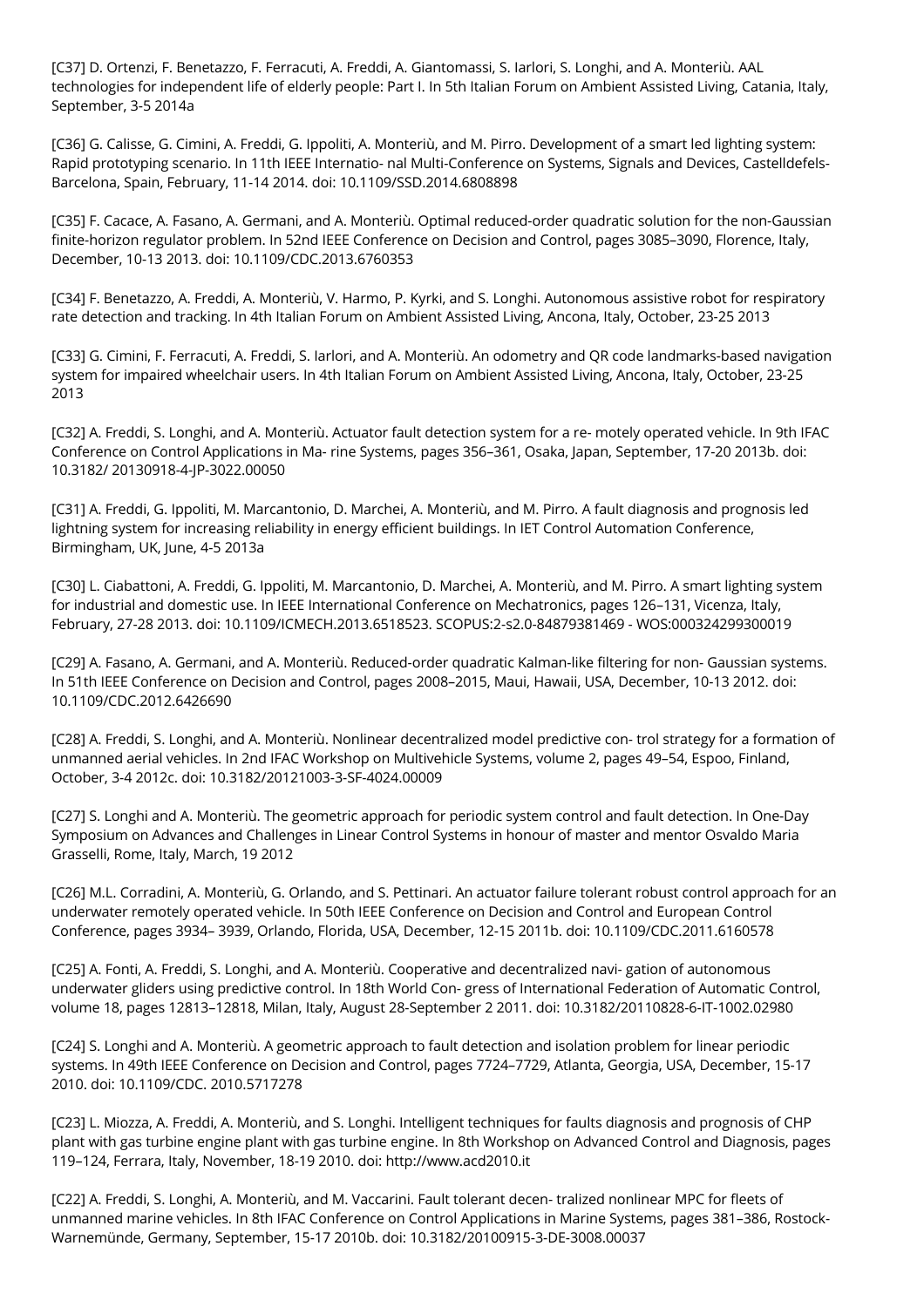[C37] D. Ortenzi, F. Benetazzo, F. Ferracuti, A. Freddi, A. Giantomassi, S. Iarlori, S. Longhi, and A. Monteriù. AAL technologies for independent life of elderly people: Part I. In 5th Italian Forum on Ambient Assisted Living, Catania, Italy, September, 3-5 2014a

[C36] G. Calisse, G. Cimini, A. Freddi, G. Ippoliti, A. Monteriù, and M. Pirro. Development of a smart led lighting system: Rapid prototyping scenario. In 11th IEEE Internatio- nal Multi-Conference on Systems, Signals and Devices, Castelldefels-Barcelona, Spain, February, 11-14 2014. doi: 10.1109/SSD.2014.6808898

[C35] F. Cacace, A. Fasano, A. Germani, and A. Monteriù. Optimal reduced-order quadratic solution for the non-Gaussian finite-horizon regulator problem. In 52nd IEEE Conference on Decision and Control, pages 3085–3090, Florence, Italy, December, 10-13 2013. doi: 10.1109/CDC.2013.6760353

[C34] F. Benetazzo, A. Freddi, A. Monteriù, V. Harmo, P. Kyrki, and S. Longhi. Autonomous assistive robot for respiratory rate detection and tracking. In 4th Italian Forum on Ambient Assisted Living, Ancona, Italy, October, 23-25 2013

[C33] G. Cimini, F. Ferracuti, A. Freddi, S. Iarlori, and A. Monteriù. An odometry and QR code landmarks-based navigation system for impaired wheelchair users. In 4th Italian Forum on Ambient Assisted Living, Ancona, Italy, October, 23-25 2013

[C32] A. Freddi, S. Longhi, and A. Monteriù. Actuator fault detection system for a re- motely operated vehicle. In 9th IFAC Conference on Control Applications in Ma- rine Systems, pages 356–361, Osaka, Japan, September, 17-20 2013b. doi: 10.3182/ 20130918-4-JP-3022.00050

[C31] A. Freddi, G. Ippoliti, M. Marcantonio, D. Marchei, A. Monteriù, and M. Pirro. A fault diagnosis and prognosis led lightning system for increasing reliability in energy efficient buildings. In IET Control Automation Conference, Birmingham, UK, June, 4-5 2013a

[C30] L. Ciabattoni, A. Freddi, G. Ippoliti, M. Marcantonio, D. Marchei, A. Monteriù, and M. Pirro. A smart lighting system for industrial and domestic use. In IEEE International Conference on Mechatronics, pages 126–131, Vicenza, Italy, February, 27-28 2013. doi: 10.1109/ICMECH.2013.6518523. SCOPUS:2-s2.0-84879381469 - WOS:000324299300019

[C29] A. Fasano, A. Germani, and A. Monteriù. Reduced-order quadratic Kalman-like filtering for non- Gaussian systems. In 51th IEEE Conference on Decision and Control, pages 2008–2015, Maui, Hawaii, USA, December, 10-13 2012. doi: 10.1109/CDC.2012.6426690

[C28] A. Freddi, S. Longhi, and A. Monteriù. Nonlinear decentralized model predictive con- trol strategy for a formation of unmanned aerial vehicles. In 2nd IFAC Workshop on Multivehicle Systems, volume 2, pages 49–54, Espoo, Finland, October, 3-4 2012c. doi: 10.3182/20121003-3-SF-4024.00009

[C27] S. Longhi and A. Monteriù. The geometric approach for periodic system control and fault detection. In One-Day Symposium on Advances and Challenges in Linear Control Systems in honour of master and mentor Osvaldo Maria Grasselli, Rome, Italy, March, 19 2012

[C26] M.L. Corradini, A. Monteriù, G. Orlando, and S. Pettinari. An actuator failure tolerant robust control approach for an underwater remotely operated vehicle. In 50th IEEE Conference on Decision and Control and European Control Conference, pages 3934– 3939, Orlando, Florida, USA, December, 12-15 2011b. doi: 10.1109/CDC.2011.6160578

[C25] A. Fonti, A. Freddi, S. Longhi, and A. Monteriù. Cooperative and decentralized navi- gation of autonomous underwater gliders using predictive control. In 18th World Con- gress of International Federation of Automatic Control, volume 18, pages 12813–12818, Milan, Italy, August 28-September 2 2011. doi: 10.3182/20110828-6-IT-1002.02980

[C24] S. Longhi and A. Monteriù. A geometric approach to fault detection and isolation problem for linear periodic systems. In 49th IEEE Conference on Decision and Control, pages 7724–7729, Atlanta, Georgia, USA, December, 15-17 2010. doi: 10.1109/CDC. 2010.5717278

[C23] L. Miozza, A. Freddi, A. Monteriù, and S. Longhi. Intelligent techniques for faults diagnosis and prognosis of CHP plant with gas turbine engine plant with gas turbine engine. In 8th Workshop on Advanced Control and Diagnosis, pages 119–124, Ferrara, Italy, November, 18-19 2010. doi: http://www.acd2010.it

[C22] A. Freddi, S. Longhi, A. Monteriù, and M. Vaccarini. Fault tolerant decen- tralized nonlinear MPC for fleets of unmanned marine vehicles. In 8th IFAC Conference on Control Applications in Marine Systems, pages 381–386, Rostock-Warnemünde, Germany, September, 15-17 2010b. doi: 10.3182/20100915-3-DE-3008.00037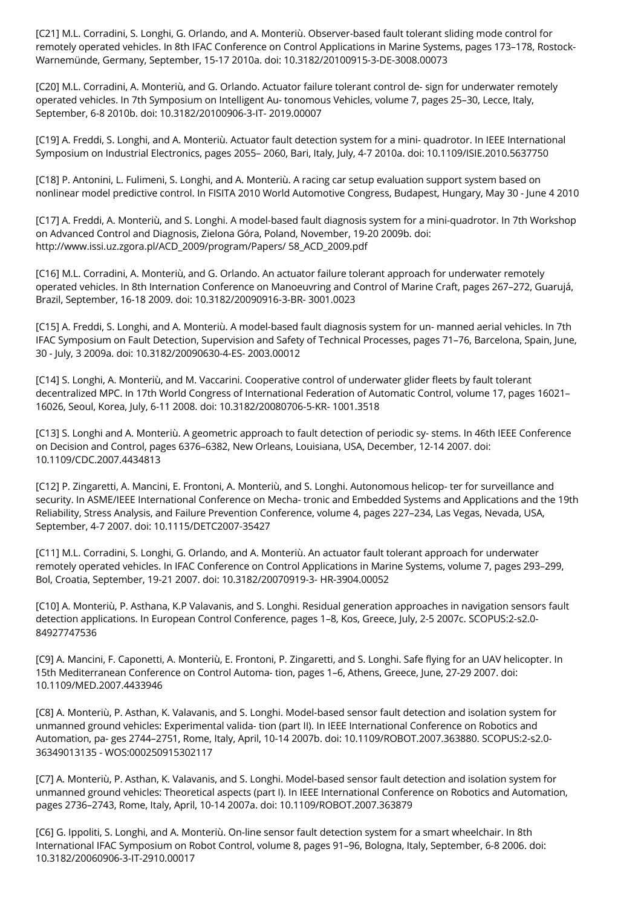[C21] M.L. Corradini, S. Longhi, G. Orlando, and A. Monteriù. Observer-based fault tolerant sliding mode control for remotely operated vehicles. In 8th IFAC Conference on Control Applications in Marine Systems, pages 173–178, Rostock-Warnemünde, Germany, September, 15-17 2010a. doi: 10.3182/20100915-3-DE-3008.00073

[C20] M.L. Corradini, A. Monteriù, and G. Orlando. Actuator failure tolerant control de- sign for underwater remotely operated vehicles. In 7th Symposium on Intelligent Au- tonomous Vehicles, volume 7, pages 25–30, Lecce, Italy, September, 6-8 2010b. doi: 10.3182/20100906-3-IT- 2019.00007

[C19] A. Freddi, S. Longhi, and A. Monteriù. Actuator fault detection system for a mini- quadrotor. In IEEE International Symposium on Industrial Electronics, pages 2055– 2060, Bari, Italy, July, 4-7 2010a. doi: 10.1109/ISIE.2010.5637750

[C18] P. Antonini, L. Fulimeni, S. Longhi, and A. Monteriù. A racing car setup evaluation support system based on nonlinear model predictive control. In FISITA 2010 World Automotive Congress, Budapest, Hungary, May 30 - June 4 2010

[C17] A. Freddi, A. Monteriù, and S. Longhi. A model-based fault diagnosis system for a mini-quadrotor. In 7th Workshop on Advanced Control and Diagnosis, Zielona Góra, Poland, November, 19-20 2009b. doi: http://www.issi.uz.zgora.pl/ACD_2009/program/Papers/ 58_ACD_2009.pdf

[C16] M.L. Corradini, A. Monteriù, and G. Orlando. An actuator failure tolerant approach for underwater remotely operated vehicles. In 8th Internation Conference on Manoeuvring and Control of Marine Craft, pages 267–272, Guarujá, Brazil, September, 16-18 2009. doi: 10.3182/20090916-3-BR- 3001.0023

[C15] A. Freddi, S. Longhi, and A. Monteriù. A model-based fault diagnosis system for un- manned aerial vehicles. In 7th IFAC Symposium on Fault Detection, Supervision and Safety of Technical Processes, pages 71–76, Barcelona, Spain, June, 30 - July, 3 2009a. doi: 10.3182/20090630-4-ES- 2003.00012

[C14] S. Longhi, A. Monteriù, and M. Vaccarini. Cooperative control of underwater glider fleets by fault tolerant decentralized MPC. In 17th World Congress of International Federation of Automatic Control, volume 17, pages 16021–16026, Seoul, Korea, July, 6-11 2008. doi: 10.3182/20080706-5-KR- 1001.3518

[C13] S. Longhi and A. Monteriù. A geometric approach to fault detection of periodic sy- stems. In 46th IEEE Conference on Decision and Control, pages 6376–6382, New Orleans, Louisiana, USA, December, 12-14 2007. doi: 10.1109/CDC.2007.4434813

[C12] P. Zingaretti, A. Mancini, E. Frontoni, A. Monteriù, and S. Longhi. Autonomous helicop- ter for surveillance and security. In ASME/IEEE International Conference on Mecha- tronic and Embedded Systems and Applications and the 19th Reliability, Stress Analysis, and Failure Prevention Conference, volume 4, pages 227–234, Las Vegas, Nevada, USA, September, 4-7 2007. doi: 10.1115/DETC2007-35427

[C11] M.L. Corradini, S. Longhi, G. Orlando, and A. Monteriù. An actuator fault tolerant approach for underwater remotely operated vehicles. In IFAC Conference on Control Applications in Marine Systems, volume 7, pages 293–299, Bol, Croatia, September, 19-21 2007. doi: 10.3182/20070919-3- HR-3904.00052

[C10] A. Monteriù, P. Asthana, K.P Valavanis, and S. Longhi. Residual generation approaches in navigation sensors fault detection applications. In European Control Conference, pages 1–8, Kos, Greece, July, 2-5 2007c. SCOPUS:2-s2.0-84927747536

[C9] A. Mancini, F. Caponetti, A. Monteriù, E. Frontoni, P. Zingaretti, and S. Longhi. Safe flying for an UAV helicopter. In 15th Mediterranean Conference on Control Automa- tion, pages 1–6, Athens, Greece, June, 27-29 2007. doi: 10.1109/MED.2007.4433946

[C8] A. Monteriù, P. Asthan, K. Valavanis, and S. Longhi. Model-based sensor fault detection and isolation system for unmanned ground vehicles: Experimental valida- tion (part II). In IEEE International Conference on Robotics and Automation, pa- ges 2744–2751, Rome, Italy, April, 10-14 2007b. doi: 10.1109/ROBOT.2007.363880. SCOPUS:2-s2.0-36349013135 - WOS:000250915302117

[C7] A. Monteriù, P. Asthan, K. Valavanis, and S. Longhi. Model-based sensor fault detection and isolation system for unmanned ground vehicles: Theoretical aspects (part I). In IEEE International Conference on Robotics and Automation, pages 2736–2743, Rome, Italy, April, 10-14 2007a. doi: 10.1109/ROBOT.2007.363879

[C6] G. Ippoliti, S. Longhi, and A. Monteriù. On-line sensor fault detection system for a smart wheelchair. In 8th International IFAC Symposium on Robot Control, volume 8, pages 91–96, Bologna, Italy, September, 6-8 2006. doi: 10.3182/20060906-3-IT-2910.00017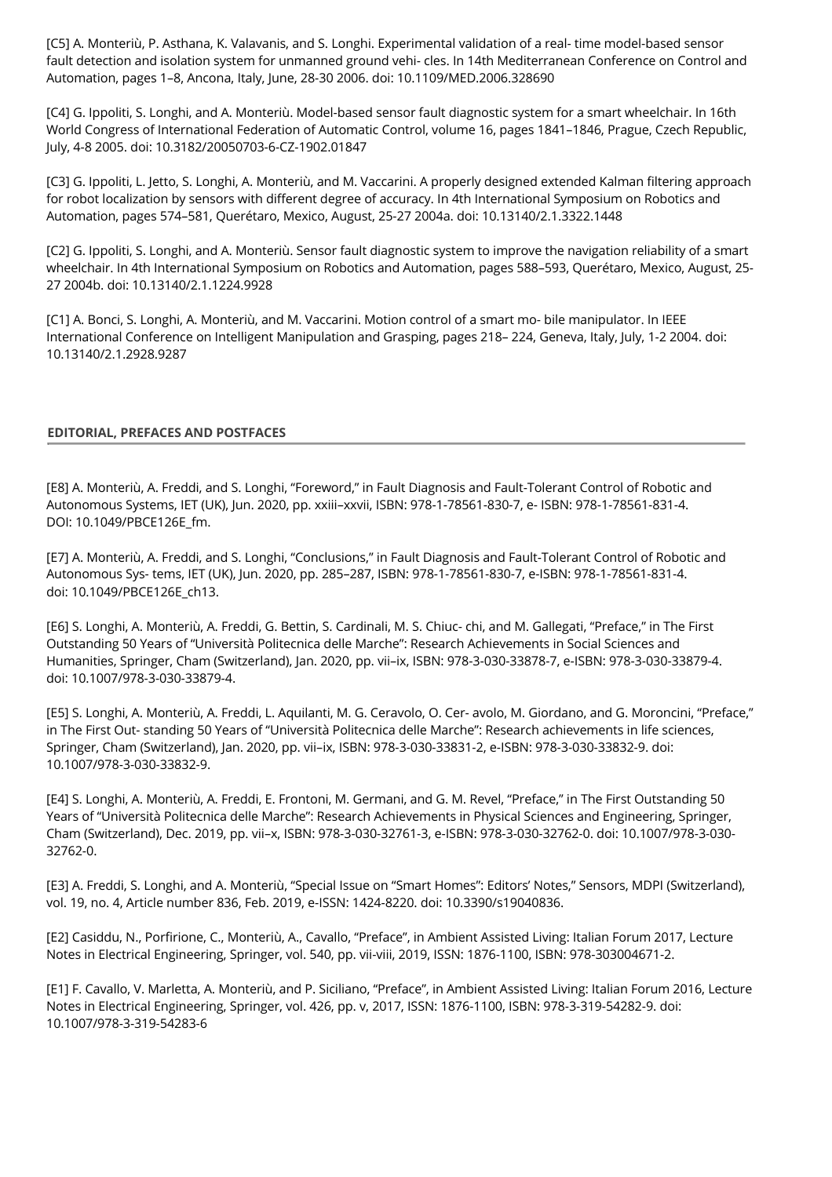[C5] A. Monteriù, P. Asthana, K. Valavanis, and S. Longhi. Experimental validation of a real- time model-based sensor fault detection and isolation system for unmanned ground vehi- cles. In 14th Mediterranean Conference on Control and Automation, pages 1–8, Ancona, Italy, June, 28-30 2006. doi: 10.1109/MED.2006.328690

[C4] G. Ippoliti, S. Longhi, and A. Monteriù. Model-based sensor fault diagnostic system for a smart wheelchair. In 16th World Congress of International Federation of Automatic Control, volume 16, pages 1841–1846, Prague, Czech Republic, July, 4-8 2005. doi: 10.3182/20050703-6-CZ-1902.01847

[C3] G. Ippoliti, L. Jetto, S. Longhi, A. Monteriù, and M. Vaccarini. A properly designed extended Kalman filtering approach for robot localization by sensors with different degree of accuracy. In 4th International Symposium on Robotics and Automation, pages 574–581, Querétaro, Mexico, August, 25-27 2004a. doi: 10.13140/2.1.3322.1448

[C2] G. Ippoliti, S. Longhi, and A. Monteriù. Sensor fault diagnostic system to improve the navigation reliability of a smart wheelchair. In 4th International Symposium on Robotics and Automation, pages 588–593, Querétaro, Mexico, August, 25-27 2004b. doi: 10.13140/2.1.1224.9928

[C1] A. Bonci, S. Longhi, A. Monteriù, and M. Vaccarini. Motion control of a smart mo- bile manipulator. In IEEE International Conference on Intelligent Manipulation and Grasping, pages 218– 224, Geneva, Italy, July, 1-2 2004. doi: 10.13140/2.1.2928.9287

## EDITORIAL, PREFACES AND POSTFACES

[E8] A. Monteriù, A. Freddi, and S. Longhi, "Foreword," in Fault Diagnosis and Fault-Tolerant Control of Robotic and Autonomous Systems, IET (UK), Jun. 2020, pp. xxiii–xxvii, ISBN: 978-1-78561-830-7, e- ISBN: 978-1-78561-831-4. DOI: 10.1049/PBCE126E_fm.

[E7] A. Monteriù, A. Freddi, and S. Longhi, "Conclusions," in Fault Diagnosis and Fault-Tolerant Control of Robotic and Autonomous Sys- tems, IET (UK), Jun. 2020, pp. 285–287, ISBN: 978-1-78561-830-7, e-ISBN: 978-1-78561-831-4. doi: 10.1049/PBCE126E_ch13.

[E6] S. Longhi, A. Monteriù, A. Freddi, G. Bettin, S. Cardinali, M. S. Chiuc- chi, and M. Gallegati, "Preface," in The First Outstanding 50 Years of "Università Politecnica delle Marche": Research Achievements in Social Sciences and Humanities, Springer, Cham (Switzerland), Jan. 2020, pp. vii–ix, ISBN: 978-3-030-33878-7, e-ISBN: 978-3-030-33879-4. doi: 10.1007/978-3-030-33879-4.

[E5] S. Longhi, A. Monteriù, A. Freddi, L. Aquilanti, M. G. Ceravolo, O. Cer- avolo, M. Giordano, and G. Moroncini, "Preface," in The First Out- standing 50 Years of "Università Politecnica delle Marche": Research achievements in life sciences, Springer, Cham (Switzerland), Jan. 2020, pp. vii–ix, ISBN: 978-3-030-33831-2, e-ISBN: 978-3-030-33832-9. doi: 10.1007/978-3-030-33832-9.

[E4] S. Longhi, A. Monteriù, A. Freddi, E. Frontoni, M. Germani, and G. M. Revel, "Preface," in The First Outstanding 50 Years of "Università Politecnica delle Marche": Research Achievements in Physical Sciences and Engineering, Springer, Cham (Switzerland), Dec. 2019, pp. vii–x, ISBN: 978-3-030-32761-3, e-ISBN: 978-3-030-32762-0. doi: 10.1007/978-3-030-32762-0.

[E3] A. Freddi, S. Longhi, and A. Monteriù, "Special Issue on "Smart Homes": Editors' Notes," Sensors, MDPI (Switzerland), vol. 19, no. 4, Article number 836, Feb. 2019, e-ISSN: 1424-8220. doi: 10.3390/s19040836.

[E2] Casiddu, N., Porfirione, C., Monteriù, A., Cavallo, "Preface", in Ambient Assisted Living: Italian Forum 2017, Lecture Notes in Electrical Engineering, Springer, vol. 540, pp. vii-viii, 2019, ISSN: 1876-1100, ISBN: 978-303004671-2.

[E1] F. Cavallo, V. Marletta, A. Monteriù, and P. Siciliano, "Preface", in Ambient Assisted Living: Italian Forum 2016, Lecture Notes in Electrical Engineering, Springer, vol. 426, pp. v, 2017, ISSN: 1876-1100, ISBN: 978-3-319-54282-9. doi: 10.1007/978-3-319-54283-6